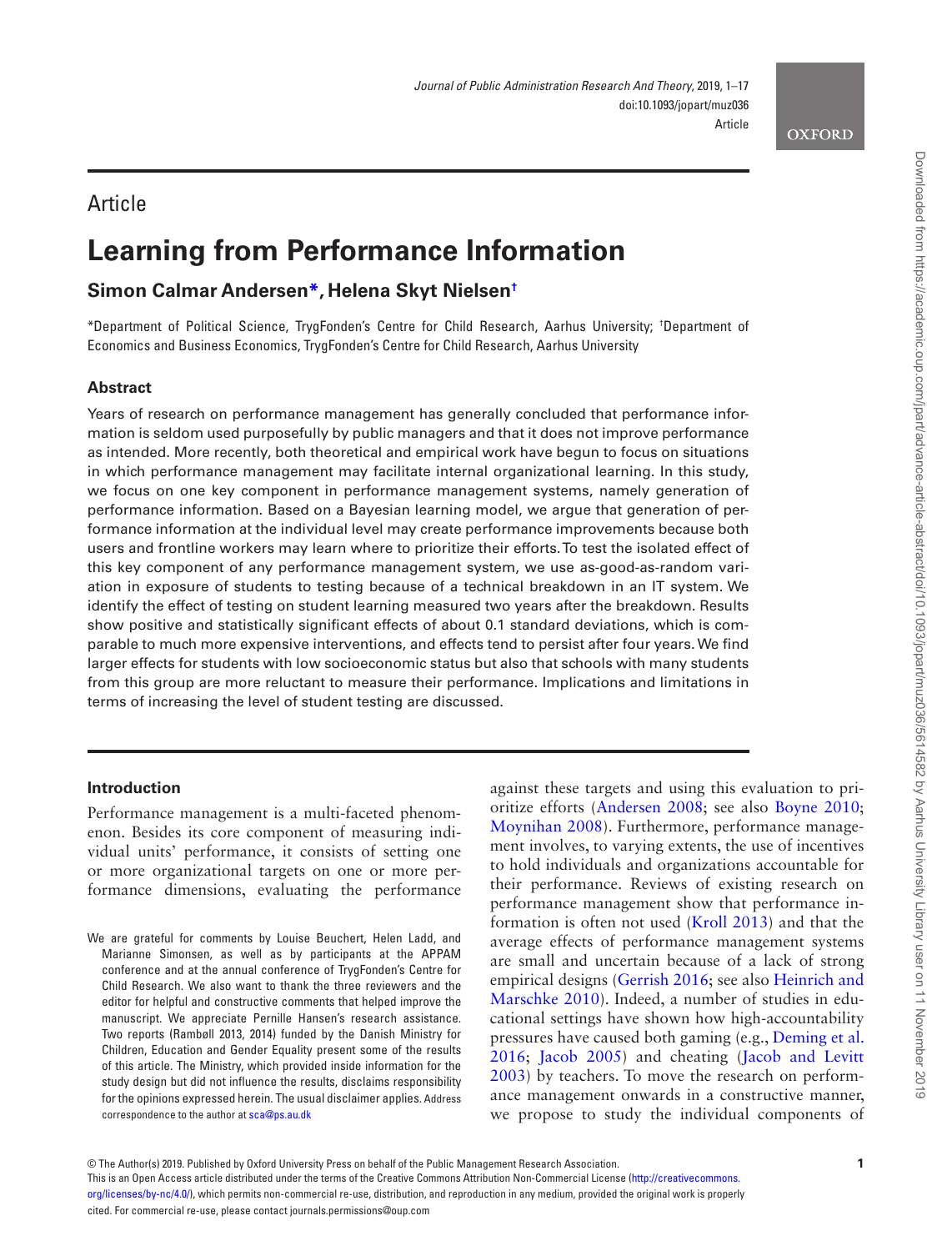Article

# Learning from Performance Information

## Simon Calmar Andersen*, Helena Skyt Nielsen†

*Department of Political Science, TrygFonden's Centre for Child Research, Aarhus University; †Department of Economics and Business Economics, TrygFonden's Centre for Child Research, Aarhus University

### Abstract

Years of research on performance management has generally concluded that performance information is seldom used purposefully by public managers and that it does not improve performance as intended. More recently, both theoretical and empirical work have begun to focus on situations in which performance management may facilitate internal organizational learning. In this study, we focus on one key component in performance management systems, namely generation of performance information. Based on a Bayesian learning model, we argue that generation of performance information at the individual level may create performance improvements because both users and frontline workers may learn where to prioritize their efforts. To test the isolated effect of this key component of any performance management system, we use as-good-as-random variation in exposure of students to testing because of a technical breakdown in an IT system. We identify the effect of testing on student learning measured two years after the breakdown. Results show positive and statistically significant effects of about 0.1 standard deviations, which is comparable to much more expensive interventions, and effects tend to persist after four years. We find larger effects for students with low socioeconomic status but also that schools with many students from this group are more reluctant to measure their performance. Implications and limitations in terms of increasing the level of student testing are discussed.

### Introduction

Performance management is a multi-faceted phenomenon. Besides its core component of measuring individual units' performance, it consists of setting one or more organizational targets on one or more performance dimensions, evaluating the performance against these targets and using this evaluation to prioritize efforts (Andersen 2008; see also Boyne 2010; Moynihan 2008). Furthermore, performance management involves, to varying extents, the use of incentives to hold individuals and organizations accountable for their performance. Reviews of existing research on performance management show that performance information is often not used (Kroll 2013) and that the average effects of performance management systems are small and uncertain because of a lack of strong empirical designs (Gerrish 2016; see also Heinrich and Marschke 2010). Indeed, a number of studies in educational settings have shown how high-accountability pressures have caused both gaming (e.g., Deming et al. 2016; Jacob 2005) and cheating (Jacob and Levitt 2003) by teachers. To move the research on performance management onwards in a constructive manner, we propose to study the individual components of

We are grateful for comments by Louise Beuchert, Helen Ladd, and Marianne Simonsen, as well as by participants at the APPAM conference and at the annual conference of TrygFonden's Centre for Child Research. We also want to thank the three reviewers and the editor for helpful and constructive comments that helped improve the manuscript. We appreciate Pernille Hansen's research assistance. Two reports (Rambøll 2013, 2014) funded by the Danish Ministry for Children, Education and Gender Equality present some of the results of this article. The Ministry, which provided inside information for the study design but did not influence the results, disclaims responsibility for the opinions expressed herein. The usual disclaimer applies. Address correspondence to the author at sca@ps.au.dk

© The Author(s) 2019. Published by Oxford University Press on behalf of the Public Management Research Association.
This is an Open Access article distributed under the terms of the Creative Commons Attribution Non-Commercial License (http://creativecommons.org/licenses/by-nc/4.0/), which permits non-commercial re-use, distribution, and reproduction in any medium, provided the original work is properly cited. For commercial re-use, please contact journals.permissions@oup.com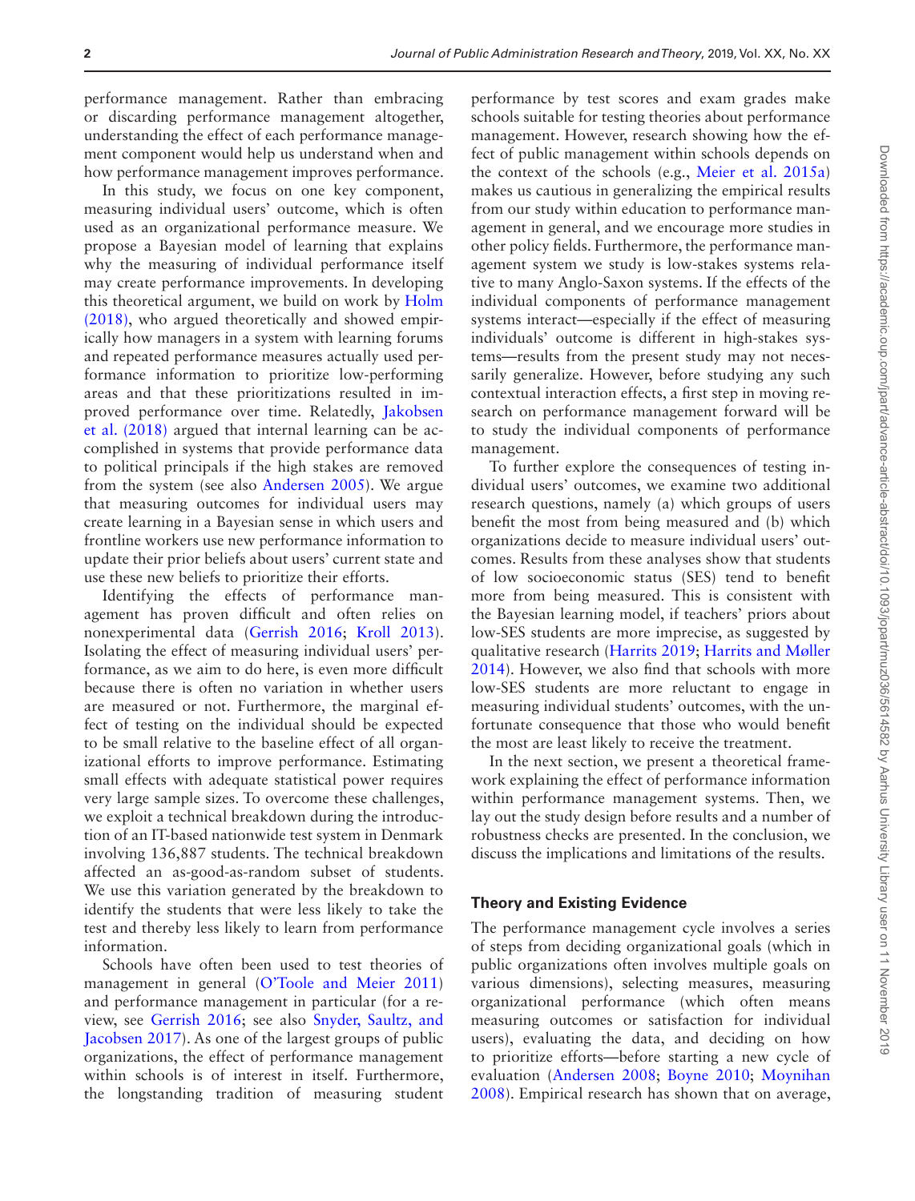performance management. Rather than embracing or discarding performance management altogether, understanding the effect of each performance management component would help us understand when and how performance management improves performance.

In this study, we focus on one key component, measuring individual users' outcome, which is often used as an organizational performance measure. We propose a Bayesian model of learning that explains why the measuring of individual performance itself may create performance improvements. In developing this theoretical argument, we build on work by Holm (2018), who argued theoretically and showed empirically how managers in a system with learning forums and repeated performance measures actually used performance information to prioritize low-performing areas and that these prioritizations resulted in improved performance over time. Relatedly, Jakobsen et al. (2018) argued that internal learning can be accomplished in systems that provide performance data to political principals if the high stakes are removed from the system (see also Andersen 2005). We argue that measuring outcomes for individual users may create learning in a Bayesian sense in which users and frontline workers use new performance information to update their prior beliefs about users' current state and use these new beliefs to prioritize their efforts.

Identifying the effects of performance management has proven difficult and often relies on nonexperimental data (Gerrish 2016; Kroll 2013). Isolating the effect of measuring individual users' performance, as we aim to do here, is even more difficult because there is often no variation in whether users are measured or not. Furthermore, the marginal effect of testing on the individual should be expected to be small relative to the baseline effect of all organizational efforts to improve performance. Estimating small effects with adequate statistical power requires very large sample sizes. To overcome these challenges, we exploit a technical breakdown during the introduction of an IT-based nationwide test system in Denmark involving 136,887 students. The technical breakdown affected an as-good-as-random subset of students. We use this variation generated by the breakdown to identify the students that were less likely to take the test and thereby less likely to learn from performance information.

Schools have often been used to test theories of management in general (O'Toole and Meier 2011) and performance management in particular (for a review, see Gerrish 2016; see also Snyder, Saultz, and Jacobsen 2017). As one of the largest groups of public organizations, the effect of performance management within schools is of interest in itself. Furthermore, the longstanding tradition of measuring student performance by test scores and exam grades make schools suitable for testing theories about performance management. However, research showing how the effect of public management within schools depends on the context of the schools (e.g., Meier et al. 2015a) makes us cautious in generalizing the empirical results from our study within education to performance management in general, and we encourage more studies in other policy fields. Furthermore, the performance management system we study is low-stakes systems relative to many Anglo-Saxon systems. If the effects of the individual components of performance management systems interact—especially if the effect of measuring individuals' outcome is different in high-stakes systems—results from the present study may not necessarily generalize. However, before studying any such contextual interaction effects, a first step in moving research on performance management forward will be to study the individual components of performance management.

To further explore the consequences of testing individual users' outcomes, we examine two additional research questions, namely (a) which groups of users benefit the most from being measured and (b) which organizations decide to measure individual users' outcomes. Results from these analyses show that students of low socioeconomic status (SES) tend to benefit more from being measured. This is consistent with the Bayesian learning model, if teachers' priors about low-SES students are more imprecise, as suggested by qualitative research (Harrits 2019; Harrits and Møller 2014). However, we also find that schools with more low-SES students are more reluctant to engage in measuring individual students' outcomes, with the unfortunate consequence that those who would benefit the most are least likely to receive the treatment.

In the next section, we present a theoretical framework explaining the effect of performance information within performance management systems. Then, we lay out the study design before results and a number of robustness checks are presented. In the conclusion, we discuss the implications and limitations of the results.

## Theory and Existing Evidence

The performance management cycle involves a series of steps from deciding organizational goals (which in public organizations often involves multiple goals on various dimensions), selecting measures, measuring organizational performance (which often means measuring outcomes or satisfaction for individual users), evaluating the data, and deciding on how to prioritize efforts—before starting a new cycle of evaluation (Andersen 2008; Boyne 2010; Moynihan 2008). Empirical research has shown that on average,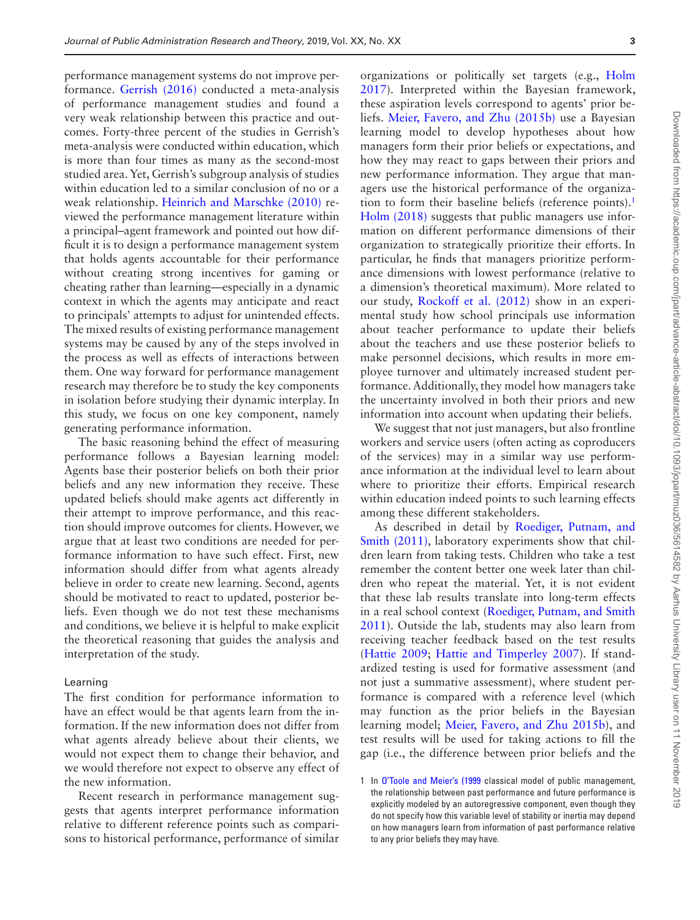performance management systems do not improve performance. Gerrish (2016) conducted a meta-analysis of performance management studies and found a very weak relationship between this practice and outcomes. Forty-three percent of the studies in Gerrish's meta-analysis were conducted within education, which is more than four times as many as the second-most studied area. Yet, Gerrish's subgroup analysis of studies within education led to a similar conclusion of no or a weak relationship. Heinrich and Marschke (2010) reviewed the performance management literature within a principal–agent framework and pointed out how difficult it is to design a performance management system that holds agents accountable for their performance without creating strong incentives for gaming or cheating rather than learning—especially in a dynamic context in which the agents may anticipate and react to principals' attempts to adjust for unintended effects. The mixed results of existing performance management systems may be caused by any of the steps involved in the process as well as effects of interactions between them. One way forward for performance management research may therefore be to study the key components in isolation before studying their dynamic interplay. In this study, we focus on one key component, namely generating performance information.

The basic reasoning behind the effect of measuring performance follows a Bayesian learning model: Agents base their posterior beliefs on both their prior beliefs and any new information they receive. These updated beliefs should make agents act differently in their attempt to improve performance, and this reaction should improve outcomes for clients. However, we argue that at least two conditions are needed for performance information to have such effect. First, new information should differ from what agents already believe in order to create new learning. Second, agents should be motivated to react to updated, posterior beliefs. Even though we do not test these mechanisms and conditions, we believe it is helpful to make explicit the theoretical reasoning that guides the analysis and interpretation of the study.

### Learning

The first condition for performance information to have an effect would be that agents learn from the information. If the new information does not differ from what agents already believe about their clients, we would not expect them to change their behavior, and we would therefore not expect to observe any effect of the new information.

Recent research in performance management suggests that agents interpret performance information relative to different reference points such as comparisons to historical performance, performance of similar organizations or politically set targets (e.g., Holm 2017). Interpreted within the Bayesian framework, these aspiration levels correspond to agents' prior beliefs. Meier, Favero, and Zhu (2015b) use a Bayesian learning model to develop hypotheses about how managers form their prior beliefs or expectations, and how they may react to gaps between their priors and new performance information. They argue that managers use the historical performance of the organization to form their baseline beliefs (reference points).[1] Holm (2018) suggests that public managers use information on different performance dimensions of their organization to strategically prioritize their efforts. In particular, he finds that managers prioritize performance dimensions with lowest performance (relative to a dimension's theoretical maximum). More related to our study, Rockoff et al. (2012) show in an experimental study how school principals use information about teacher performance to update their beliefs about the teachers and use these posterior beliefs to make personnel decisions, which results in more employee turnover and ultimately increased student performance. Additionally, they model how managers take the uncertainty involved in both their priors and new information into account when updating their beliefs.

We suggest that not just managers, but also frontline workers and service users (often acting as coproducers of the services) may in a similar way use performance information at the individual level to learn about where to prioritize their efforts. Empirical research within education indeed points to such learning effects among these different stakeholders.

As described in detail by Roediger, Putnam, and Smith (2011), laboratory experiments show that children learn from taking tests. Children who take a test remember the content better one week later than children who repeat the material. Yet, it is not evident that these lab results translate into long-term effects in a real school context (Roediger, Putnam, and Smith 2011). Outside the lab, students may also learn from receiving teacher feedback based on the test results (Hattie 2009; Hattie and Timperley 2007). If standardized testing is used for formative assessment (and not just a summative assessment), where student performance is compared with a reference level (which may function as the prior beliefs in the Bayesian learning model; Meier, Favero, and Zhu 2015b), and test results will be used for taking actions to fill the gap (i.e., the difference between prior beliefs and the

[1] In O'Toole and Meier's (1999 classical model of public management, the relationship between past performance and future performance is explicitly modeled by an autoregressive component, even though they do not specify how this variable level of stability or inertia may depend on how managers learn from information of past performance relative to any prior beliefs they may have.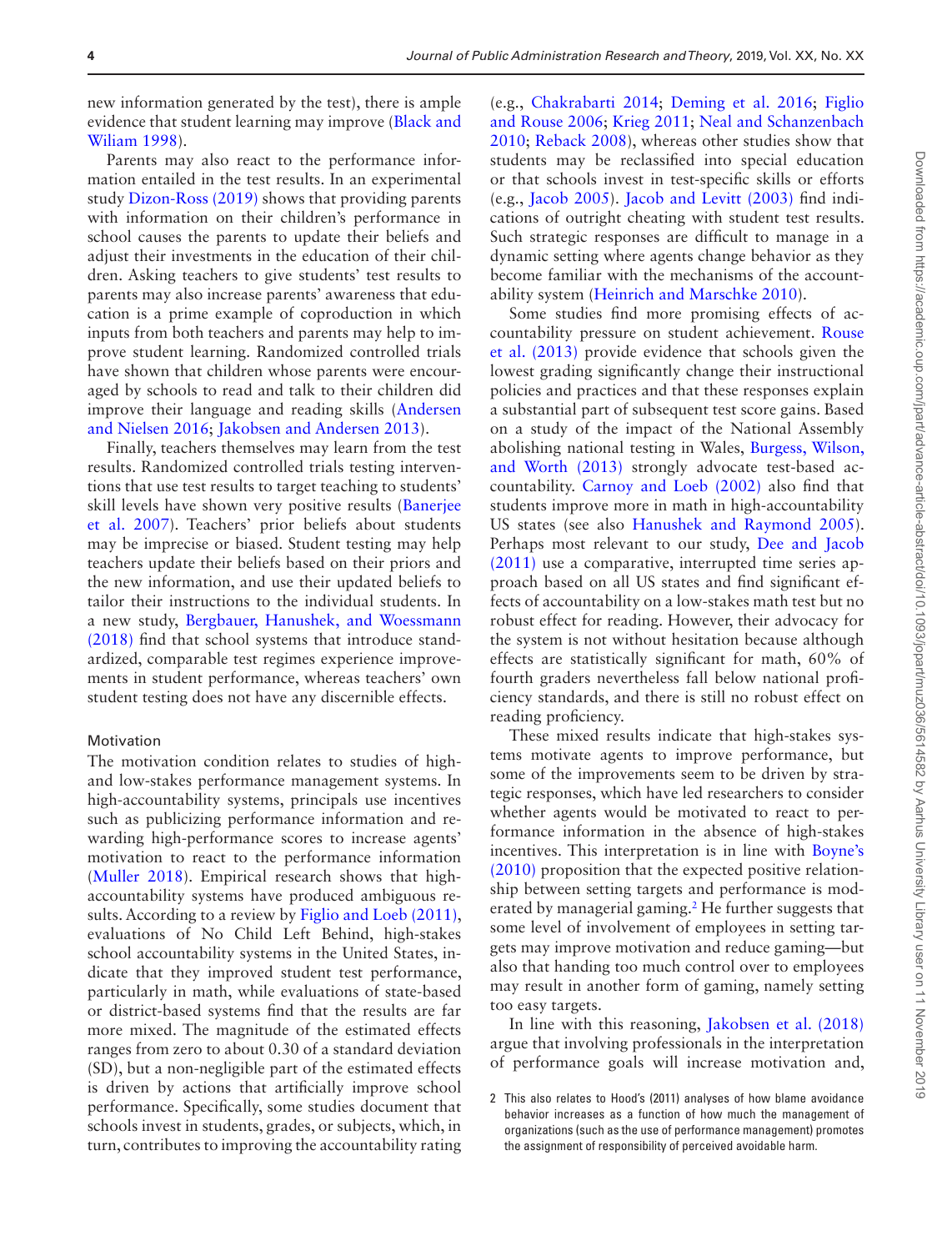new information generated by the test), there is ample evidence that student learning may improve (Black and Wiliam 1998).

Parents may also react to the performance information entailed in the test results. In an experimental study Dizon-Ross (2019) shows that providing parents with information on their children's performance in school causes the parents to update their beliefs and adjust their investments in the education of their children. Asking teachers to give students' test results to parents may also increase parents' awareness that education is a prime example of coproduction in which inputs from both teachers and parents may help to improve student learning. Randomized controlled trials have shown that children whose parents were encouraged by schools to read and talk to their children did improve their language and reading skills (Andersen and Nielsen 2016; Jakobsen and Andersen 2013).

Finally, teachers themselves may learn from the test results. Randomized controlled trials testing interventions that use test results to target teaching to students' skill levels have shown very positive results (Banerjee et al. 2007). Teachers' prior beliefs about students may be imprecise or biased. Student testing may help teachers update their beliefs based on their priors and the new information, and use their updated beliefs to tailor their instructions to the individual students. In a new study, Bergbauer, Hanushek, and Woessmann (2018) find that school systems that introduce standardized, comparable test regimes experience improvements in student performance, whereas teachers' own student testing does not have any discernible effects.

#### Motivation

The motivation condition relates to studies of high- and low-stakes performance management systems. In high-accountability systems, principals use incentives such as publicizing performance information and rewarding high-performance scores to increase agents' motivation to react to the performance information (Muller 2018). Empirical research shows that high-accountability systems have produced ambiguous results. According to a review by Figlio and Loeb (2011), evaluations of No Child Left Behind, high-stakes school accountability systems in the United States, indicate that they improved student test performance, particularly in math, while evaluations of state-based or district-based systems find that the results are far more mixed. The magnitude of the estimated effects ranges from zero to about 0.30 of a standard deviation (SD), but a non-negligible part of the estimated effects is driven by actions that artificially improve school performance. Specifically, some studies document that schools invest in students, grades, or subjects, which, in turn, contributes to improving the accountability rating (e.g., Chakrabarti 2014; Deming et al. 2016; Figlio and Rouse 2006; Krieg 2011; Neal and Schanzenbach 2010; Reback 2008), whereas other studies show that students may be reclassified into special education or that schools invest in test-specific skills or efforts (e.g., Jacob 2005). Jacob and Levitt (2003) find indications of outright cheating with student test results. Such strategic responses are difficult to manage in a dynamic setting where agents change behavior as they become familiar with the mechanisms of the accountability system (Heinrich and Marschke 2010).

Some studies find more promising effects of accountability pressure on student achievement. Rouse et al. (2013) provide evidence that schools given the lowest grading significantly change their instructional policies and practices and that these responses explain a substantial part of subsequent test score gains. Based on a study of the impact of the National Assembly abolishing national testing in Wales, Burgess, Wilson, and Worth (2013) strongly advocate test-based accountability. Carnoy and Loeb (2002) also find that students improve more in math in high-accountability US states (see also Hanushek and Raymond 2005). Perhaps most relevant to our study, Dee and Jacob (2011) use a comparative, interrupted time series approach based on all US states and find significant effects of accountability on a low-stakes math test but no robust effect for reading. However, their advocacy for the system is not without hesitation because although effects are statistically significant for math, 60% of fourth graders nevertheless fall below national proficiency standards, and there is still no robust effect on reading proficiency.

These mixed results indicate that high-stakes systems motivate agents to improve performance, but some of the improvements seem to be driven by strategic responses, which have led researchers to consider whether agents would be motivated to react to performance information in the absence of high-stakes incentives. This interpretation is in line with Boyne's (2010) proposition that the expected positive relationship between setting targets and performance is moderated by managerial gaming.[2] He further suggests that some level of involvement of employees in setting targets may improve motivation and reduce gaming—but also that handing too much control over to employees may result in another form of gaming, namely setting too easy targets.

In line with this reasoning, Jakobsen et al. (2018) argue that involving professionals in the interpretation of performance goals will increase motivation and,

[2] This also relates to Hood's (2011) analyses of how blame avoidance behavior increases as a function of how much the management of organizations (such as the use of performance management) promotes the assignment of responsibility of perceived avoidable harm.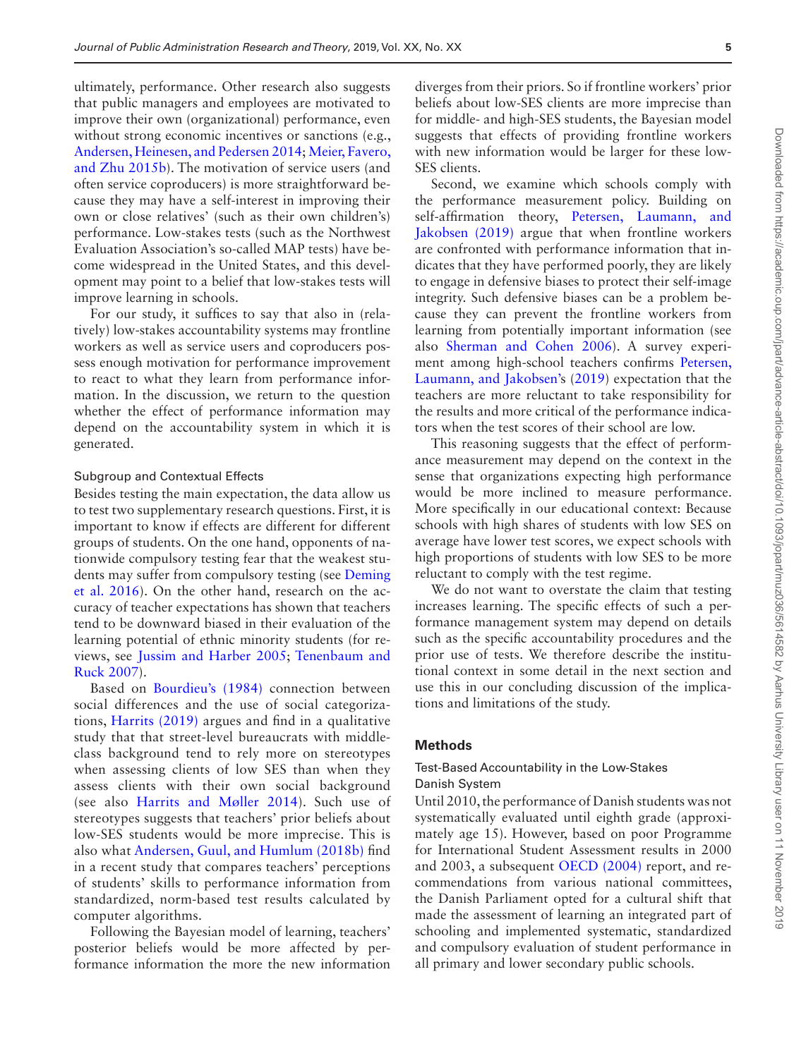ultimately, performance. Other research also suggests that public managers and employees are motivated to improve their own (organizational) performance, even without strong economic incentives or sanctions (e.g., Andersen, Heinesen, and Pedersen 2014; Meier, Favero, and Zhu 2015b). The motivation of service users (and often service coproducers) is more straightforward because they may have a self-interest in improving their own or close relatives' (such as their own children's) performance. Low-stakes tests (such as the Northwest Evaluation Association's so-called MAP tests) have become widespread in the United States, and this development may point to a belief that low-stakes tests will improve learning in schools.

For our study, it suffices to say that also in (relatively) low-stakes accountability systems may frontline workers as well as service users and coproducers possess enough motivation for performance improvement to react to what they learn from performance information. In the discussion, we return to the question whether the effect of performance information may depend on the accountability system in which it is generated.

### Subgroup and Contextual Effects

Besides testing the main expectation, the data allow us to test two supplementary research questions. First, it is important to know if effects are different for different groups of students. On the one hand, opponents of nationwide compulsory testing fear that the weakest students may suffer from compulsory testing (see Deming et al. 2016). On the other hand, research on the accuracy of teacher expectations has shown that teachers tend to be downward biased in their evaluation of the learning potential of ethnic minority students (for reviews, see Jussim and Harber 2005; Tenenbaum and Ruck 2007).

Based on Bourdieu's (1984) connection between social differences and the use of social categorizations, Harrits (2019) argues and find in a qualitative study that that street-level bureaucrats with middle-class background tend to rely more on stereotypes when assessing clients of low SES than when they assess clients with their own social background (see also Harrits and Møller 2014). Such use of stereotypes suggests that teachers' prior beliefs about low-SES students would be more imprecise. This is also what Andersen, Guul, and Humlum (2018b) find in a recent study that compares teachers' perceptions of students' skills to performance information from standardized, norm-based test results calculated by computer algorithms.

Following the Bayesian model of learning, teachers' posterior beliefs would be more affected by performance information the more the new information diverges from their priors. So if frontline workers' prior beliefs about low-SES clients are more imprecise than for middle- and high-SES students, the Bayesian model suggests that effects of providing frontline workers with new information would be larger for these low-SES clients.

Second, we examine which schools comply with the performance measurement policy. Building on self-affirmation theory, Petersen, Laumann, and Jakobsen (2019) argue that when frontline workers are confronted with performance information that indicates that they have performed poorly, they are likely to engage in defensive biases to protect their self-image integrity. Such defensive biases can be a problem because they can prevent the frontline workers from learning from potentially important information (see also Sherman and Cohen 2006). A survey experiment among high-school teachers confirms Petersen, Laumann, and Jakobsen's (2019) expectation that the teachers are more reluctant to take responsibility for the results and more critical of the performance indicators when the test scores of their school are low.

This reasoning suggests that the effect of performance measurement may depend on the context in the sense that organizations expecting high performance would be more inclined to measure performance. More specifically in our educational context: Because schools with high shares of students with low SES on average have lower test scores, we expect schools with high proportions of students with low SES to be more reluctant to comply with the test regime.

We do not want to overstate the claim that testing increases learning. The specific effects of such a performance management system may depend on details such as the specific accountability procedures and the prior use of tests. We therefore describe the institutional context in some detail in the next section and use this in our concluding discussion of the implications and limitations of the study.

## Methods

### Test-Based Accountability in the Low-Stakes Danish System

Until 2010, the performance of Danish students was not systematically evaluated until eighth grade (approximately age 15). However, based on poor Programme for International Student Assessment results in 2000 and 2003, a subsequent OECD (2004) report, and recommendations from various national committees, the Danish Parliament opted for a cultural shift that made the assessment of learning an integrated part of schooling and implemented systematic, standardized and compulsory evaluation of student performance in all primary and lower secondary public schools.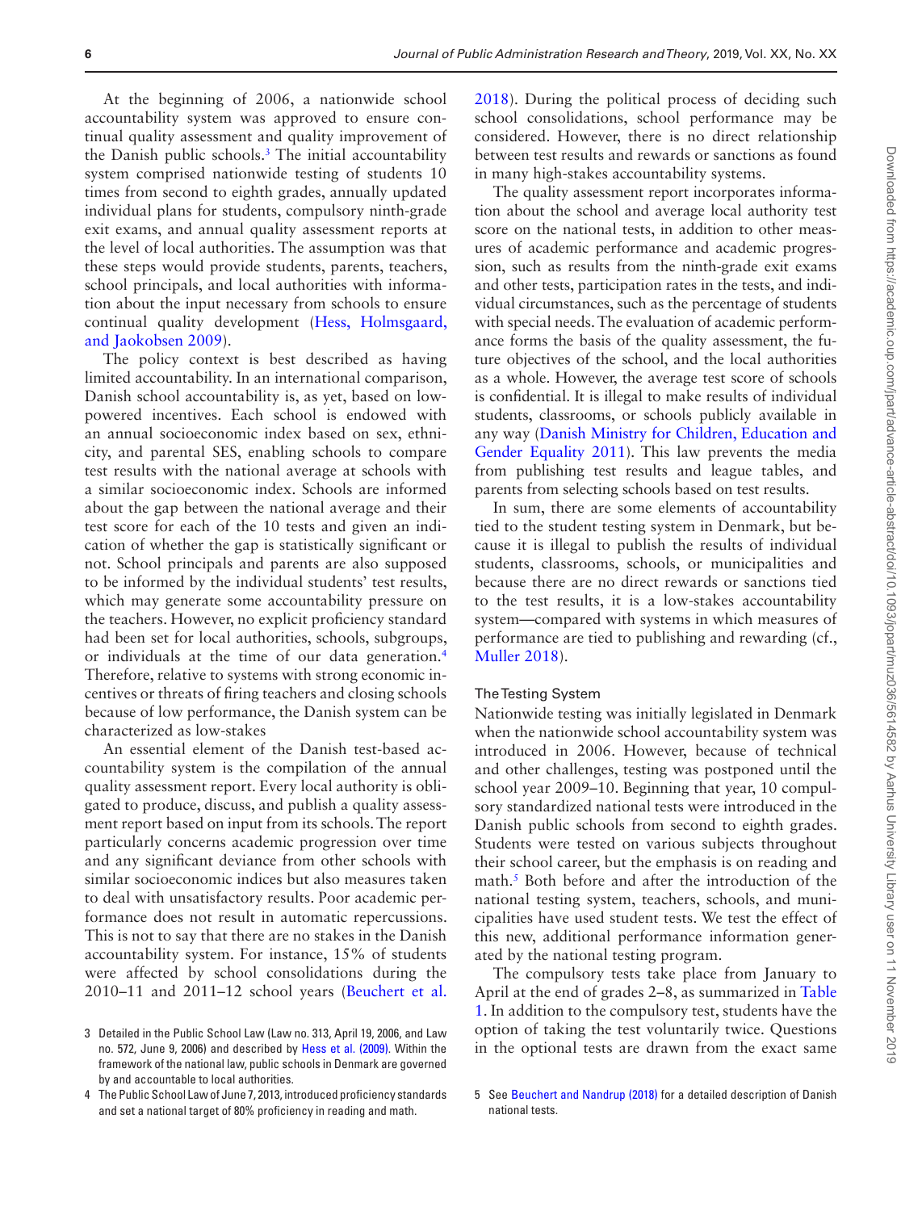At the beginning of 2006, a nationwide school accountability system was approved to ensure continual quality assessment and quality improvement of the Danish public schools.[3] The initial accountability system comprised nationwide testing of students 10 times from second to eighth grades, annually updated individual plans for students, compulsory ninth-grade exit exams, and annual quality assessment reports at the level of local authorities. The assumption was that these steps would provide students, parents, teachers, school principals, and local authorities with information about the input necessary from schools to ensure continual quality development (Hess, Holmsgaard, and Jaokobsen 2009).

The policy context is best described as having limited accountability. In an international comparison, Danish school accountability is, as yet, based on low-powered incentives. Each school is endowed with an annual socioeconomic index based on sex, ethnicity, and parental SES, enabling schools to compare test results with the national average at schools with a similar socioeconomic index. Schools are informed about the gap between the national average and their test score for each of the 10 tests and given an indication of whether the gap is statistically significant or not. School principals and parents are also supposed to be informed by the individual students' test results, which may generate some accountability pressure on the teachers. However, no explicit proficiency standard had been set for local authorities, schools, subgroups, or individuals at the time of our data generation.[4] Therefore, relative to systems with strong economic incentives or threats of firing teachers and closing schools because of low performance, the Danish system can be characterized as low-stakes

An essential element of the Danish test-based accountability system is the compilation of the annual quality assessment report. Every local authority is obligated to produce, discuss, and publish a quality assessment report based on input from its schools. The report particularly concerns academic progression over time and any significant deviance from other schools with similar socioeconomic indices but also measures taken to deal with unsatisfactory results. Poor academic performance does not result in automatic repercussions. This is not to say that there are no stakes in the Danish accountability system. For instance, 15% of students were affected by school consolidations during the 2010–11 and 2011–12 school years (Beuchert et al. 2018). During the political process of deciding such school consolidations, school performance may be considered. However, there is no direct relationship between test results and rewards or sanctions as found in many high-stakes accountability systems.

The quality assessment report incorporates information about the school and average local authority test score on the national tests, in addition to other measures of academic performance and academic progression, such as results from the ninth-grade exit exams and other tests, participation rates in the tests, and individual circumstances, such as the percentage of students with special needs. The evaluation of academic performance forms the basis of the quality assessment, the future objectives of the school, and the local authorities as a whole. However, the average test score of schools is confidential. It is illegal to make results of individual students, classrooms, or schools publicly available in any way (Danish Ministry for Children, Education and Gender Equality 2011). This law prevents the media from publishing test results and league tables, and parents from selecting schools based on test results.

In sum, there are some elements of accountability tied to the student testing system in Denmark, but because it is illegal to publish the results of individual students, classrooms, schools, or municipalities and because there are no direct rewards or sanctions tied to the test results, it is a low-stakes accountability system—compared with systems in which measures of performance are tied to publishing and rewarding (cf., Muller 2018).

### The Testing System

Nationwide testing was initially legislated in Denmark when the nationwide school accountability system was introduced in 2006. However, because of technical and other challenges, testing was postponed until the school year 2009–10. Beginning that year, 10 compulsory standardized national tests were introduced in the Danish public schools from second to eighth grades. Students were tested on various subjects throughout their school career, but the emphasis is on reading and math.[5] Both before and after the introduction of the national testing system, teachers, schools, and municipalities have used student tests. We test the effect of this new, additional performance information generated by the national testing program.

The compulsory tests take place from January to April at the end of grades 2–8, as summarized in Table 1. In addition to the compulsory test, students have the option of taking the test voluntarily twice. Questions in the optional tests are drawn from the exact same

3 Detailed in the Public School Law (Law no. 313, April 19, 2006, and Law no. 572, June 9, 2006) and described by Hess et al. (2009). Within the framework of the national law, public schools in Denmark are governed by and accountable to local authorities.

4 The Public School Law of June 7, 2013, introduced proficiency standards and set a national target of 80% proficiency in reading and math.

5 See Beuchert and Nandrup (2018) for a detailed description of Danish national tests.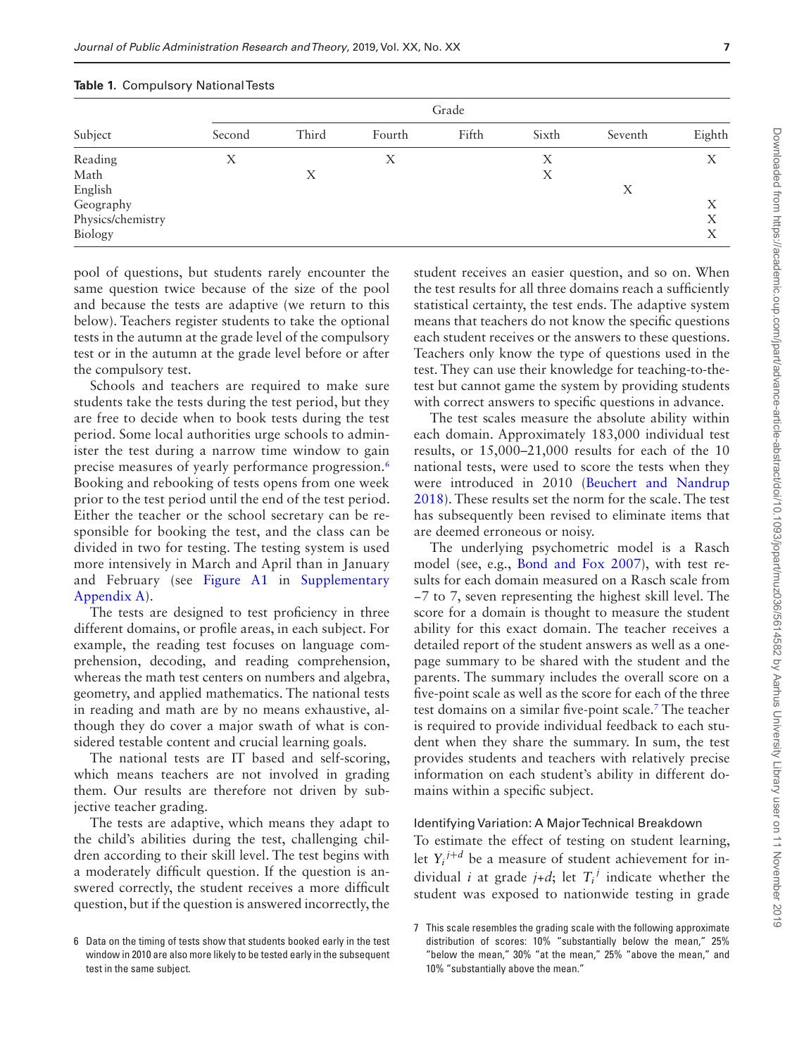**Table 1.** Compulsory National Tests

| Subject | Grade | | | | | | |
|---|---|---|---|---|---|---|---|
| | Second | Third | Fourth | Fifth | Sixth | Seventh | Eighth |
| Reading | X | | X | | X | | X |
| Math | | X | | | X | | |
| English | | | | | | X | |
| Geography | | | | | | | X |
| Physics/chemistry | | | | | | | X |
| Biology | | | | | | | X |

pool of questions, but students rarely encounter the same question twice because of the size of the pool and because the tests are adaptive (we return to this below). Teachers register students to take the optional tests in the autumn at the grade level of the compulsory test or in the autumn at the grade level before or after the compulsory test.

Schools and teachers are required to make sure students take the tests during the test period, but they are free to decide when to book tests during the test period. Some local authorities urge schools to administer the test during a narrow time window to gain precise measures of yearly performance progression.[6] Booking and rebooking of tests opens from one week prior to the test period until the end of the test period. Either the teacher or the school secretary can be responsible for booking the test, and the class can be divided in two for testing. The testing system is used more intensively in March and April than in January and February (see Figure A1 in Supplementary Appendix A).

The tests are designed to test proficiency in three different domains, or profile areas, in each subject. For example, the reading test focuses on language comprehension, decoding, and reading comprehension, whereas the math test centers on numbers and algebra, geometry, and applied mathematics. The national tests in reading and math are by no means exhaustive, although they do cover a major swath of what is considered testable content and crucial learning goals.

The national tests are IT based and self-scoring, which means teachers are not involved in grading them. Our results are therefore not driven by subjective teacher grading.

The tests are adaptive, which means they adapt to the child's abilities during the test, challenging children according to their skill level. The test begins with a moderately difficult question. If the question is answered correctly, the student receives a more difficult question, but if the question is answered incorrectly, the student receives an easier question, and so on. When the test results for all three domains reach a sufficiently statistical certainty, the test ends. The adaptive system means that teachers do not know the specific questions each student receives or the answers to these questions. Teachers only know the type of questions used in the test. They can use their knowledge for teaching-to-the-test but cannot game the system by providing students with correct answers to specific questions in advance.

The test scales measure the absolute ability within each domain. Approximately 183,000 individual test results, or 15,000–21,000 results for each of the 10 national tests, were used to score the tests when they were introduced in 2010 (Beuchert and Nandrup 2018). These results set the norm for the scale. The test has subsequently been revised to eliminate items that are deemed erroneous or noisy.

The underlying psychometric model is a Rasch model (see, e.g., Bond and Fox 2007), with test results for each domain measured on a Rasch scale from −7 to 7, seven representing the highest skill level. The score for a domain is thought to measure the student ability for this exact domain. The teacher receives a detailed report of the student answers as well as a one-page summary to be shared with the student and the parents. The summary includes the overall score on a five-point scale as well as the score for each of the three test domains on a similar five-point scale.[7] The teacher is required to provide individual feedback to each student when they share the summary. In sum, the test provides students and teachers with relatively precise information on each student's ability in different domains within a specific subject.

### Identifying Variation: A Major Technical Breakdown

To estimate the effect of testing on student learning, let $Y_i^{j+d}$ be a measure of student achievement for individual $i$ at grade $j$+$d$; let $T_i^j$ indicate whether the student was exposed to nationwide testing in grade

6 Data on the timing of tests show that students booked early in the test window in 2010 are also more likely to be tested early in the subsequent test in the same subject.

7 This scale resembles the grading scale with the following approximate distribution of scores: 10% "substantially below the mean," 25% "below the mean," 30% "at the mean," 25% "above the mean," and 10% "substantially above the mean."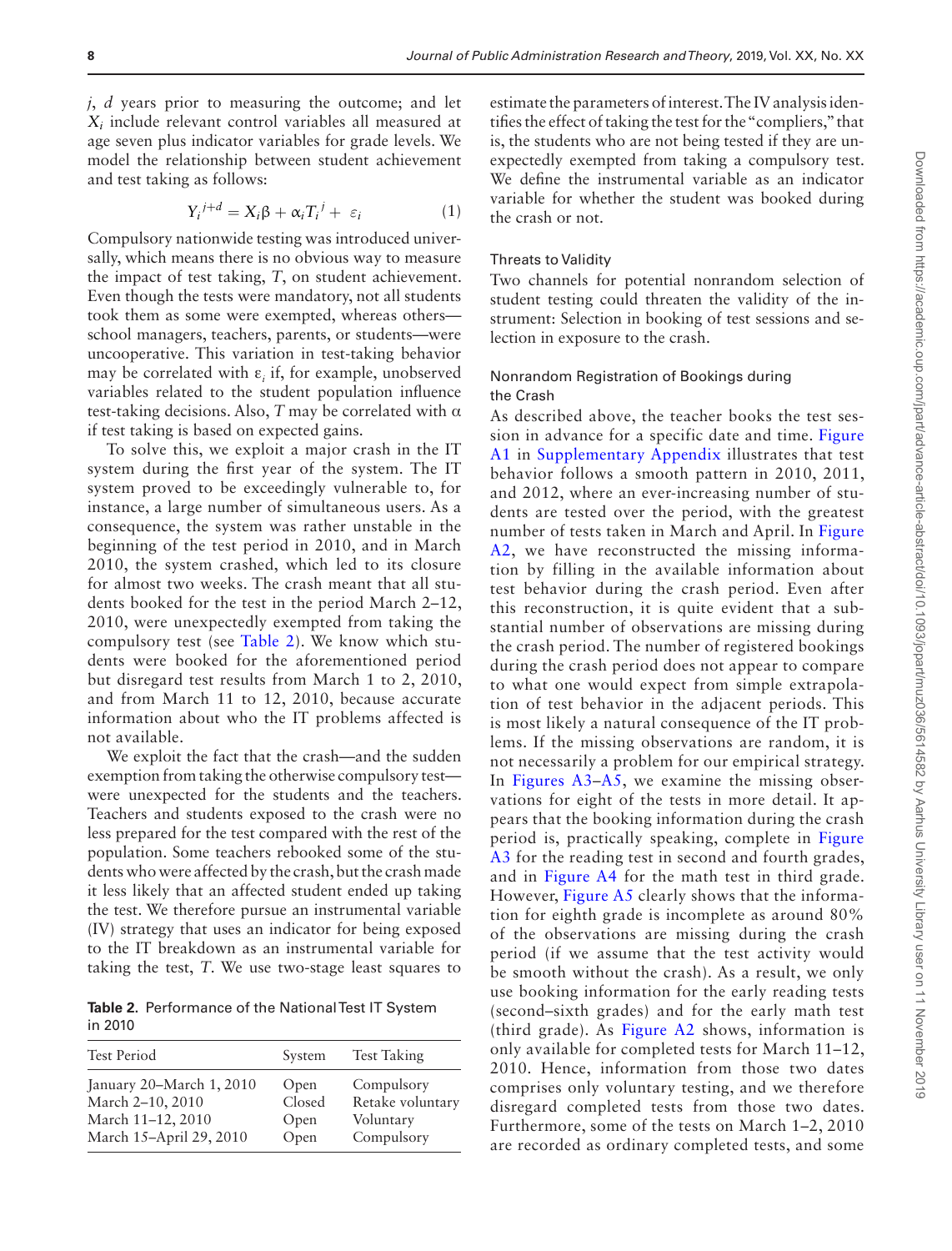$j$, $d$ years prior to measuring the outcome; and let $X_i$ include relevant control variables all measured at age seven plus indicator variables for grade levels. We model the relationship between student achievement and test taking as follows:

$$Y_i^{j+d} = X_i\beta + \alpha_i T_i^{\,j} + \varepsilon_i \quad (1)$$

Compulsory nationwide testing was introduced universally, which means there is no obvious way to measure the impact of test taking, $T$, on student achievement. Even though the tests were mandatory, not all students took them as some were exempted, whereas others—school managers, teachers, parents, or students—were uncooperative. This variation in test-taking behavior may be correlated with $\varepsilon_i$ if, for example, unobserved variables related to the student population influence test-taking decisions. Also, $T$ may be correlated with $\alpha$ if test taking is based on expected gains.

To solve this, we exploit a major crash in the IT system during the first year of the system. The IT system proved to be exceedingly vulnerable to, for instance, a large number of simultaneous users. As a consequence, the system was rather unstable in the beginning of the test period in 2010, and in March 2010, the system crashed, which led to its closure for almost two weeks. The crash meant that all students booked for the test in the period March 2–12, 2010, were unexpectedly exempted from taking the compulsory test (see Table 2). We know which students were booked for the aforementioned period but disregard test results from March 1 to 2, 2010, and from March 11 to 12, 2010, because accurate information about who the IT problems affected is not available.

We exploit the fact that the crash—and the sudden exemption from taking the otherwise compulsory test—were unexpected for the students and the teachers. Teachers and students exposed to the crash were no less prepared for the test compared with the rest of the population. Some teachers rebooked some of the students who were affected by the crash, but the crash made it less likely that an affected student ended up taking the test. We therefore pursue an instrumental variable (IV) strategy that uses an indicator for being exposed to the IT breakdown as an instrumental variable for taking the test, $T$. We use two-stage least squares to estimate the parameters of interest. The IV analysis identifies the effect of taking the test for the "compliers," that is, the students who are not being tested if they are unexpectedly exempted from taking a compulsory test. We define the instrumental variable as an indicator variable for whether the student was booked during the crash or not.

**Table 2.** Performance of the National Test IT System in 2010

| Test Period | System | Test Taking |
|---|---|---|
| January 20–March 1, 2010 | Open | Compulsory |
| March 2–10, 2010 | Closed | Retake voluntary |
| March 11–12, 2010 | Open | Voluntary |
| March 15–April 29, 2010 | Open | Compulsory |

### Threats to Validity

Two channels for potential nonrandom selection of student testing could threaten the validity of the instrument: Selection in booking of test sessions and selection in exposure to the crash.

#### Nonrandom Registration of Bookings during the Crash

As described above, the teacher books the test session in advance for a specific date and time. Figure A1 in Supplementary Appendix illustrates that test behavior follows a smooth pattern in 2010, 2011, and 2012, where an ever-increasing number of students are tested over the period, with the greatest number of tests taken in March and April. In Figure A2, we have reconstructed the missing information by filling in the available information about test behavior during the crash period. Even after this reconstruction, it is quite evident that a substantial number of observations are missing during the crash period. The number of registered bookings during the crash period does not appear to compare to what one would expect from simple extrapolation of test behavior in the adjacent periods. This is most likely a natural consequence of the IT problems. If the missing observations are random, it is not necessarily a problem for our empirical strategy. In Figures A3–A5, we examine the missing observations for eight of the tests in more detail. It appears that the booking information during the crash period is, practically speaking, complete in Figure A3 for the reading test in second and fourth grades, and in Figure A4 for the math test in third grade. However, Figure A5 clearly shows that the information for eighth grade is incomplete as around 80% of the observations are missing during the crash period (if we assume that the test activity would be smooth without the crash). As a result, we only use booking information for the early reading tests (second–sixth grades) and for the early math test (third grade). As Figure A2 shows, information is only available for completed tests for March 11–12, 2010. Hence, information from those two dates comprises only voluntary testing, and we therefore disregard completed tests from those two dates. Furthermore, some of the tests on March 1–2, 2010 are recorded as ordinary completed tests, and some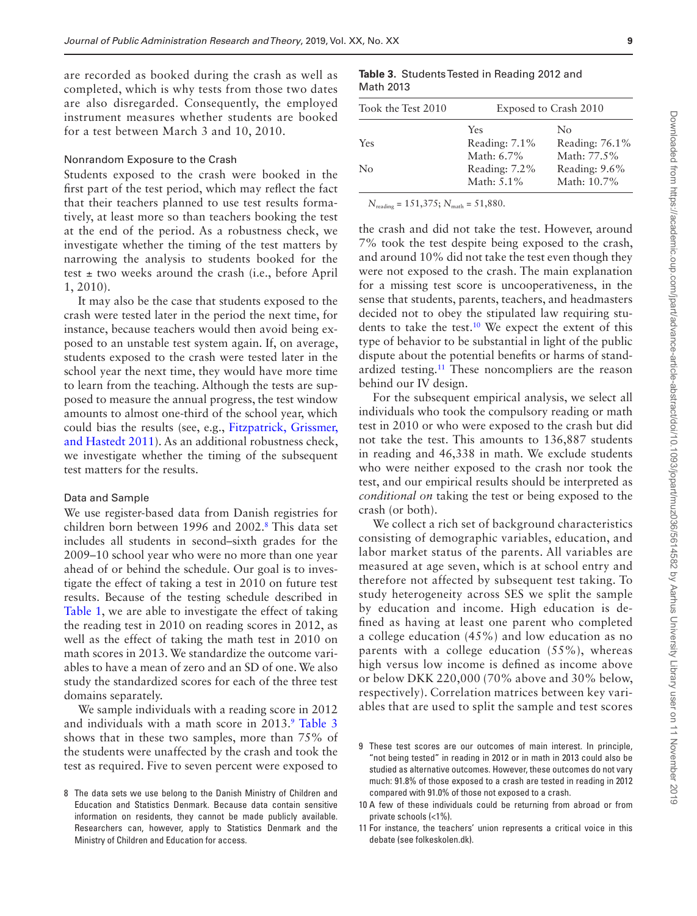are recorded as booked during the crash as well as completed, which is why tests from those two dates are also disregarded. Consequently, the employed instrument measures whether students are booked for a test between March 3 and 10, 2010.

### Nonrandom Exposure to the Crash

Students exposed to the crash were booked in the first part of the test period, which may reflect the fact that their teachers planned to use test results formatively, at least more so than teachers booking the test at the end of the period. As a robustness check, we investigate whether the timing of the test matters by narrowing the analysis to students booked for the test ± two weeks around the crash (i.e., before April 1, 2010).

It may also be the case that students exposed to the crash were tested later in the period the next time, for instance, because teachers would then avoid being exposed to an unstable test system again. If, on average, students exposed to the crash were tested later in the school year the next time, they would have more time to learn from the teaching. Although the tests are supposed to measure the annual progress, the test window amounts to almost one-third of the school year, which could bias the results (see, e.g., Fitzpatrick, Grissmer, and Hastedt 2011). As an additional robustness check, we investigate whether the timing of the subsequent test matters for the results.

### Data and Sample

We use register-based data from Danish registries for children born between 1996 and 2002.[8] This data set includes all students in second–sixth grades for the 2009–10 school year who were no more than one year ahead of or behind the schedule. Our goal is to investigate the effect of taking a test in 2010 on future test results. Because of the testing schedule described in Table 1, we are able to investigate the effect of taking the reading test in 2010 on reading scores in 2012, as well as the effect of taking the math test in 2010 on math scores in 2013. We standardize the outcome variables to have a mean of zero and an SD of one. We also study the standardized scores for each of the three test domains separately.

We sample individuals with a reading score in 2012 and individuals with a math score in 2013.[9] Table 3 shows that in these two samples, more than 75% of the students were unaffected by the crash and took the test as required. Five to seven percent were exposed to the crash and did not take the test. However, around 7% took the test despite being exposed to the crash, and around 10% did not take the test even though they were not exposed to the crash. The main explanation for a missing test score is uncooperativeness, in the sense that students, parents, teachers, and headmasters decided not to obey the stipulated law requiring students to take the test.[10] We expect the extent of this type of behavior to be substantial in light of the public dispute about the potential benefits or harms of standardized testing.[11] These noncompliers are the reason behind our IV design.

**Table 3.** Students Tested in Reading 2012 and Math 2013

| Took the Test 2010 | Exposed to Crash 2010 | |
|---|---|---|
| | Yes | No |
| Yes | Reading: 7.1%<br>Math: 6.7% | Reading: 76.1%<br>Math: 77.5% |
| No | Reading: 7.2%<br>Math: 5.1% | Reading: 9.6%<br>Math: 10.7% |

$N_{\text{reading}}$ = 151,375; $N_{\text{math}}$ = 51,880.

For the subsequent empirical analysis, we select all individuals who took the compulsory reading or math test in 2010 or who were exposed to the crash but did not take the test. This amounts to 136,887 students in reading and 46,338 in math. We exclude students who were neither exposed to the crash nor took the test, and our empirical results should be interpreted as *conditional on* taking the test or being exposed to the crash (or both).

We collect a rich set of background characteristics consisting of demographic variables, education, and labor market status of the parents. All variables are measured at age seven, which is at school entry and therefore not affected by subsequent test taking. To study heterogeneity across SES we split the sample by education and income. High education is defined as having at least one parent who completed a college education (45%) and low education as no parents with a college education (55%), whereas high versus low income is defined as income above or below DKK 220,000 (70% above and 30% below, respectively). Correlation matrices between key variables that are used to split the sample and test scores

---

8 The data sets we use belong to the Danish Ministry of Children and Education and Statistics Denmark. Because data contain sensitive information on residents, they cannot be made publicly available. Researchers can, however, apply to Statistics Denmark and the Ministry of Children and Education for access.

9 These test scores are our outcomes of main interest. In principle, "not being tested" in reading in 2012 or in math in 2013 could also be studied as alternative outcomes. However, these outcomes do not vary much: 91.8% of those exposed to a crash are tested in reading in 2012 compared with 91.0% of those not exposed to a crash.

10 A few of these individuals could be returning from abroad or from private schools (<1%).

11 For instance, the teachers' union represents a critical voice in this debate (see folkeskolen.dk).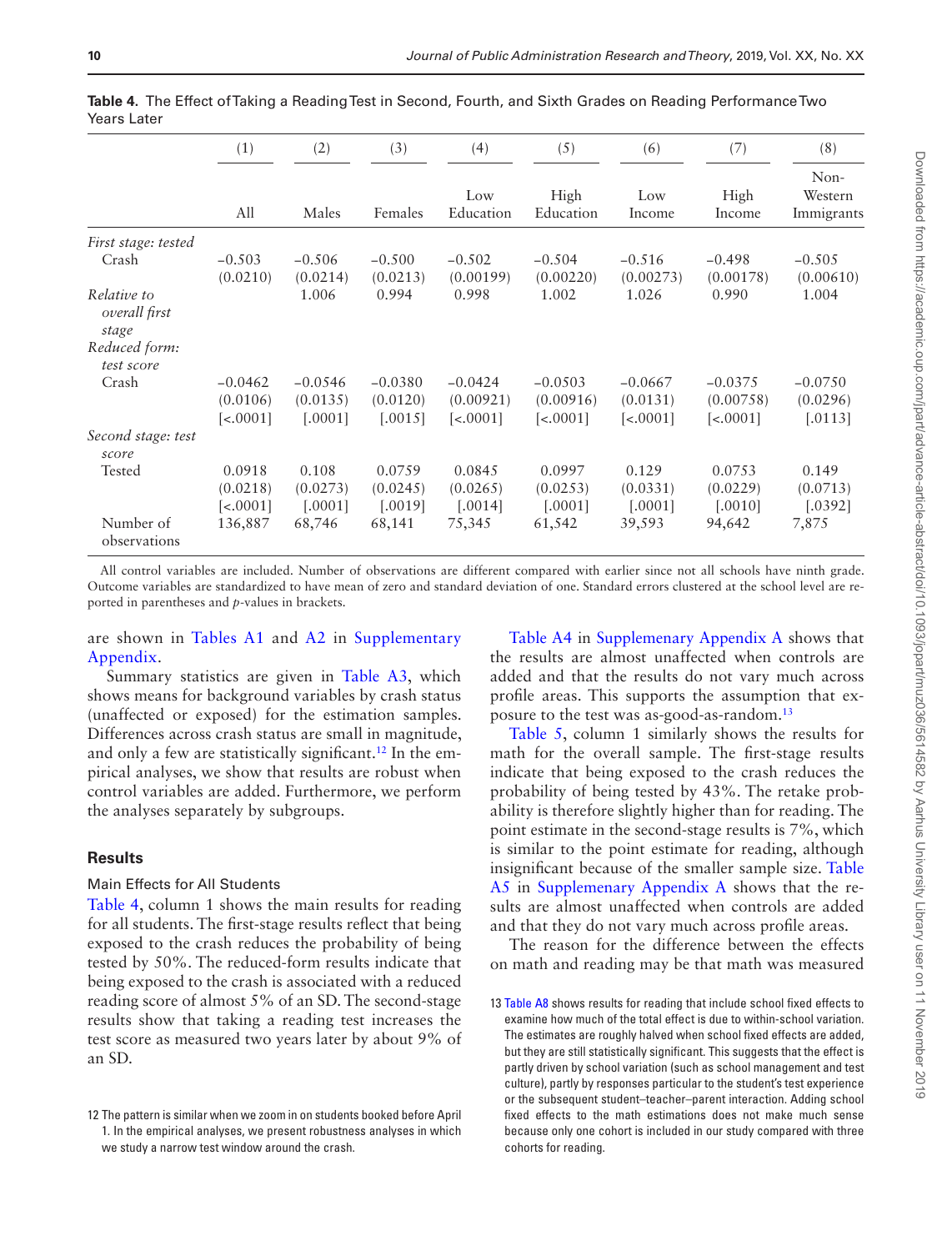**Table 4.** The Effect of Taking a Reading Test in Second, Fourth, and Sixth Grades on Reading Performance Two Years Later

| | (1) | (2) | (3) | (4) | (5) | (6) | (7) | (8) |
|---|---|---|---|---|---|---|---|---|
| | All | Males | Females | Low Education | High Education | Low Income | High Income | Non-Western Immigrants |
| *First stage: tested* | | | | | | | | |
| Crash | −0.503 | −0.506 | −0.500 | −0.502 | −0.504 | −0.516 | −0.498 | −0.505 |
| | (0.0210) | (0.0214) | (0.0213) | (0.00199) | (0.00220) | (0.00273) | (0.00178) | (0.00610) |
| *Relative to overall first stage* | | 1.006 | 0.994 | 0.998 | 1.002 | 1.026 | 0.990 | 1.004 |
| *Reduced form: test score* | | | | | | | | |
| Crash | −0.0462 | −0.0546 | −0.0380 | −0.0424 | −0.0503 | −0.0667 | −0.0375 | −0.0750 |
| | (0.0106) | (0.0135) | (0.0120) | (0.00921) | (0.00916) | (0.0131) | (0.00758) | (0.0296) |
| | [<.0001] | [.0001] | [.0015] | [<.0001] | [<.0001] | [<.0001] | [<.0001] | [.0113] |
| *Second stage: test score* | | | | | | | | |
| Tested | 0.0918 | 0.108 | 0.0759 | 0.0845 | 0.0997 | 0.129 | 0.0753 | 0.149 |
| | (0.0218) | (0.0273) | (0.0245) | (0.0265) | (0.0253) | (0.0331) | (0.0229) | (0.0713) |
| | [<.0001] | [.0001] | [.0019] | [.0014] | [.0001] | [.0001] | [.0010] | [.0392] |
| Number of observations | 136,887 | 68,746 | 68,141 | 75,345 | 61,542 | 39,593 | 94,642 | 7,875 |

All control variables are included. Number of observations are different compared with earlier since not all schools have ninth grade. Outcome variables are standardized to have mean of zero and standard deviation of one. Standard errors clustered at the school level are reported in parentheses and *p*-values in brackets.

are shown in Tables A1 and A2 in Supplementary Appendix.

Summary statistics are given in Table A3, which shows means for background variables by crash status (unaffected or exposed) for the estimation samples. Differences across crash status are small in magnitude, and only a few are statistically significant.[12] In the empirical analyses, we show that results are robust when control variables are added. Furthermore, we perform the analyses separately by subgroups.

## Results

### Main Effects for All Students

Table 4, column 1 shows the main results for reading for all students. The first-stage results reflect that being exposed to the crash reduces the probability of being tested by 50%. The reduced-form results indicate that being exposed to the crash is associated with a reduced reading score of almost 5% of an SD. The second-stage results show that taking a reading test increases the test score as measured two years later by about 9% of an SD.

Table A4 in Supplemenary Appendix A shows that the results are almost unaffected when controls are added and that the results do not vary much across profile areas. This supports the assumption that exposure to the test was as-good-as-random.[13]

Table 5, column 1 similarly shows the results for math for the overall sample. The first-stage results indicate that being exposed to the crash reduces the probability of being tested by 43%. The retake probability is therefore slightly higher than for reading. The point estimate in the second-stage results is 7%, which is similar to the point estimate for reading, although insignificant because of the smaller sample size. Table A5 in Supplemenary Appendix A shows that the results are almost unaffected when controls are added and that they do not vary much across profile areas.

The reason for the difference between the effects on math and reading may be that math was measured

12 The pattern is similar when we zoom in on students booked before April 1. In the empirical analyses, we present robustness analyses in which we study a narrow test window around the crash.

13 Table A8 shows results for reading that include school fixed effects to examine how much of the total effect is due to within-school variation. The estimates are roughly halved when school fixed effects are added, but they are still statistically significant. This suggests that the effect is partly driven by school variation (such as school management and test culture), partly by responses particular to the student's test experience or the subsequent student–teacher–parent interaction. Adding school fixed effects to the math estimations does not make much sense because only one cohort is included in our study compared with three cohorts for reading.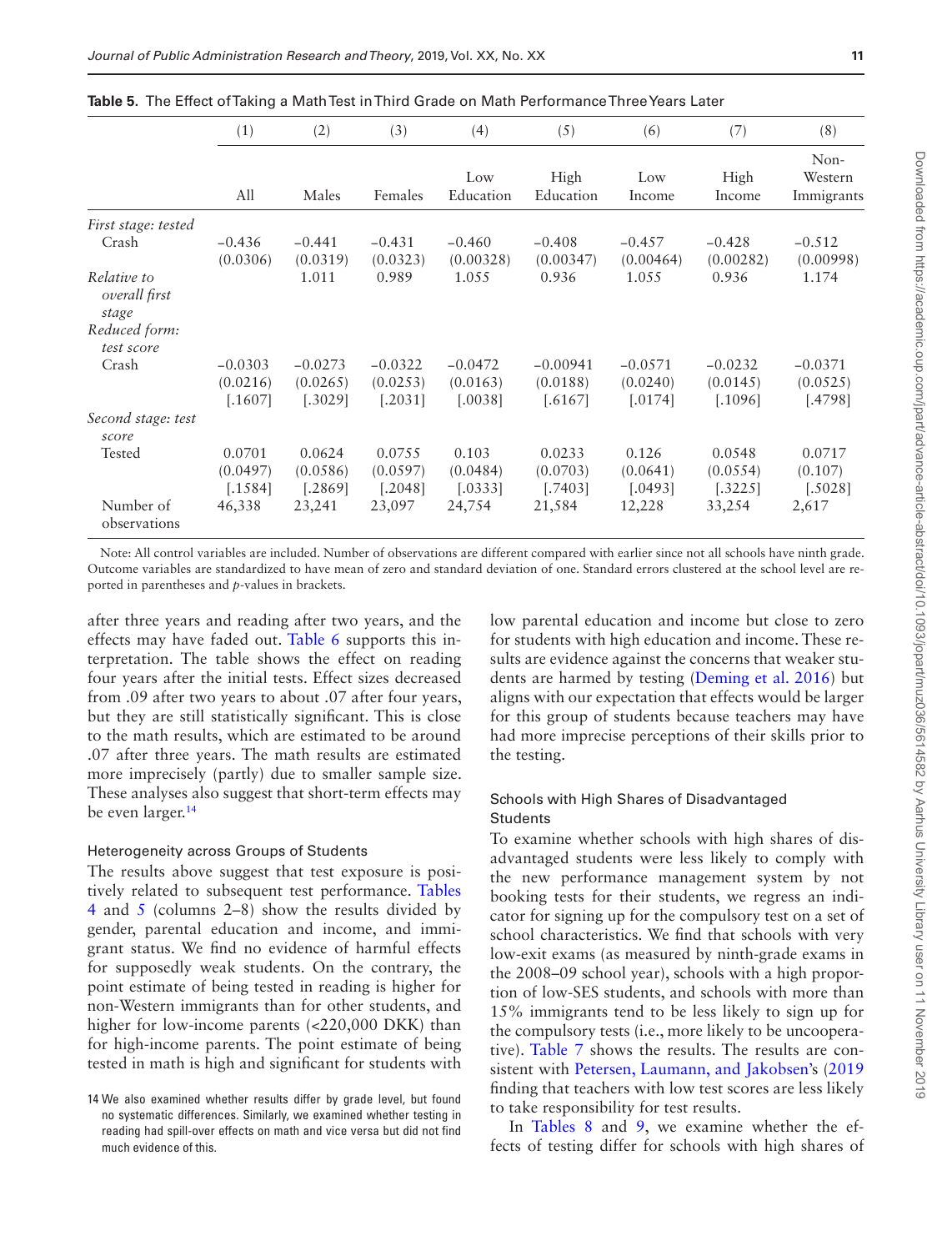**Table 5.** The Effect of Taking a Math Test in Third Grade on Math Performance Three Years Later

| | (1) | (2) | (3) | (4) | (5) | (6) | (7) | (8) |
|---|---|---|---|---|---|---|---|---|
| | All | Males | Females | Low Education | High Education | Low Income | High Income | Non-Western Immigrants |
| *First stage: tested* | | | | | | | | |
| Crash | −0.436<br>(0.0306) | −0.441<br>(0.0319) | −0.431<br>(0.0323) | −0.460<br>(0.00328) | −0.408<br>(0.00347) | −0.457<br>(0.00464) | −0.428<br>(0.00282) | −0.512<br>(0.00998) |
| *Relative to overall first stage* | | 1.011 | 0.989 | 1.055 | 0.936 | 1.055 | 0.936 | 1.174 |
| *Reduced form: test score* | | | | | | | | |
| Crash | −0.0303<br>(0.0216)<br>[.1607] | −0.0273<br>(0.0265)<br>[.3029] | −0.0322<br>(0.0253)<br>[.2031] | −0.0472<br>(0.0163)<br>[.0038] | −0.00941<br>(0.0188)<br>[.6167] | −0.0571<br>(0.0240)<br>[.0174] | −0.0232<br>(0.0145)<br>[.1096] | −0.0371<br>(0.0525)<br>[.4798] |
| *Second stage: test score* | | | | | | | | |
| Tested | 0.0701<br>(0.0497)<br>[.1584] | 0.0624<br>(0.0586)<br>[.2869] | 0.0755<br>(0.0597)<br>[.2048] | 0.103<br>(0.0484)<br>[.0333] | 0.0233<br>(0.0703)<br>[.7403] | 0.126<br>(0.0641)<br>[.0493] | 0.0548<br>(0.0554)<br>[.3225] | 0.0717<br>(0.107)<br>[.5028] |
| Number of observations | 46,338 | 23,241 | 23,097 | 24,754 | 21,584 | 12,228 | 33,254 | 2,617 |

Note: All control variables are included. Number of observations are different compared with earlier since not all schools have ninth grade. Outcome variables are standardized to have mean of zero and standard deviation of one. Standard errors clustered at the school level are reported in parentheses and *p*-values in brackets.

after three years and reading after two years, and the effects may have faded out. Table 6 supports this interpretation. The table shows the effect on reading four years after the initial tests. Effect sizes decreased from .09 after two years to about .07 after four years, but they are still statistically significant. This is close to the math results, which are estimated to be around .07 after three years. The math results are estimated more imprecisely (partly) due to smaller sample size. These analyses also suggest that short-term effects may be even larger.[14]

### Heterogeneity across Groups of Students

The results above suggest that test exposure is positively related to subsequent test performance. Tables 4 and 5 (columns 2–8) show the results divided by gender, parental education and income, and immigrant status. We find no evidence of harmful effects for supposedly weak students. On the contrary, the point estimate of being tested in reading is higher for non-Western immigrants than for other students, and higher for low-income parents (<220,000 DKK) than for high-income parents. The point estimate of being tested in math is high and significant for students with low parental education and income but close to zero for students with high education and income. These results are evidence against the concerns that weaker students are harmed by testing (Deming et al. 2016) but aligns with our expectation that effects would be larger for this group of students because teachers may have had more imprecise perceptions of their skills prior to the testing.

### Schools with High Shares of Disadvantaged Students

To examine whether schools with high shares of disadvantaged students were less likely to comply with the new performance management system by not booking tests for their students, we regress an indicator for signing up for the compulsory test on a set of school characteristics. We find that schools with very low-exit exams (as measured by ninth-grade exams in the 2008–09 school year), schools with a high proportion of low-SES students, and schools with more than 15% immigrants tend to be less likely to sign up for the compulsory tests (i.e., more likely to be uncooperative). Table 7 shows the results. The results are consistent with Petersen, Laumann, and Jakobsen's (2019 finding that teachers with low test scores are less likely to take responsibility for test results.

In Tables 8 and 9, we examine whether the effects of testing differ for schools with high shares of

[14] We also examined whether results differ by grade level, but found no systematic differences. Similarly, we examined whether testing in reading had spill-over effects on math and vice versa but did not find much evidence of this.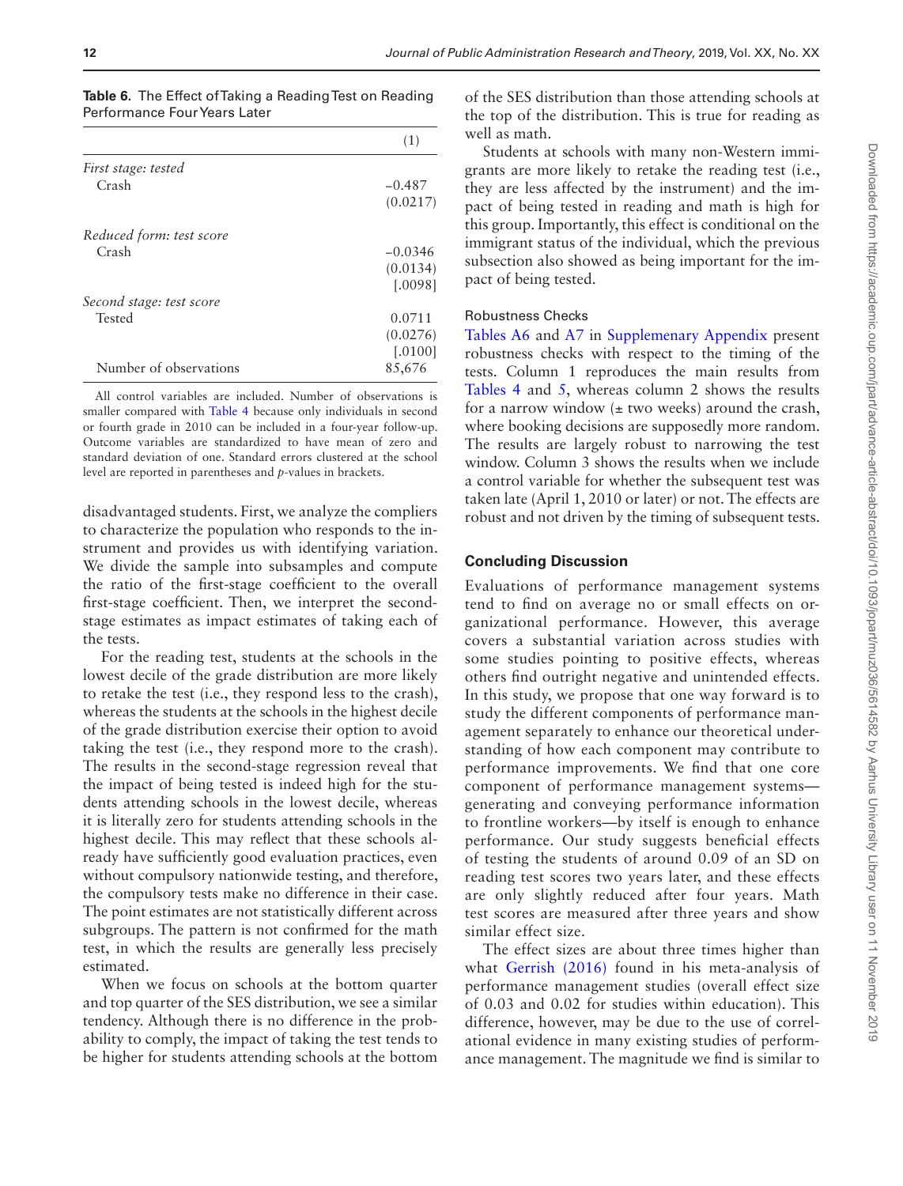**Table 6.** The Effect of Taking a Reading Test on Reading Performance Four Years Later

| | (1) |
|---|---|
| *First stage: tested* | |
| Crash | −0.487 |
| | (0.0217) |
| *Reduced form: test score* | |
| Crash | −0.0346 |
| | (0.0134) |
| | [.0098] |
| *Second stage: test score* | |
| Tested | 0.0711 |
| | (0.0276) |
| | [.0100] |
| Number of observations | 85,676 |

All control variables are included. Number of observations is smaller compared with Table 4 because only individuals in second or fourth grade in 2010 can be included in a four-year follow-up. Outcome variables are standardized to have mean of zero and standard deviation of one. Standard errors clustered at the school level are reported in parentheses and *p*-values in brackets.

disadvantaged students. First, we analyze the compliers to characterize the population who responds to the instrument and provides us with identifying variation. We divide the sample into subsamples and compute the ratio of the first-stage coefficient to the overall first-stage coefficient. Then, we interpret the second-stage estimates as impact estimates of taking each of the tests.

For the reading test, students at the schools in the lowest decile of the grade distribution are more likely to retake the test (i.e., they respond less to the crash), whereas the students at the schools in the highest decile of the grade distribution exercise their option to avoid taking the test (i.e., they respond more to the crash). The results in the second-stage regression reveal that the impact of being tested is indeed high for the students attending schools in the lowest decile, whereas it is literally zero for students attending schools in the highest decile. This may reflect that these schools already have sufficiently good evaluation practices, even without compulsory nationwide testing, and therefore, the compulsory tests make no difference in their case. The point estimates are not statistically different across subgroups. The pattern is not confirmed for the math test, in which the results are generally less precisely estimated.

When we focus on schools at the bottom quarter and top quarter of the SES distribution, we see a similar tendency. Although there is no difference in the probability to comply, the impact of taking the test tends to be higher for students attending schools at the bottom of the SES distribution than those attending schools at the top of the distribution. This is true for reading as well as math.

Students at schools with many non-Western immigrants are more likely to retake the reading test (i.e., they are less affected by the instrument) and the impact of being tested in reading and math is high for this group. Importantly, this effect is conditional on the immigrant status of the individual, which the previous subsection also showed as being important for the impact of being tested.

### Robustness Checks

Tables A6 and A7 in Supplemenary Appendix present robustness checks with respect to the timing of the tests. Column 1 reproduces the main results from Tables 4 and 5, whereas column 2 shows the results for a narrow window (± two weeks) around the crash, where booking decisions are supposedly more random. The results are largely robust to narrowing the test window. Column 3 shows the results when we include a control variable for whether the subsequent test was taken late (April 1, 2010 or later) or not. The effects are robust and not driven by the timing of subsequent tests.

## Concluding Discussion

Evaluations of performance management systems tend to find on average no or small effects on organizational performance. However, this average covers a substantial variation across studies with some studies pointing to positive effects, whereas others find outright negative and unintended effects. In this study, we propose that one way forward is to study the different components of performance management separately to enhance our theoretical understanding of how each component may contribute to performance improvements. We find that one core component of performance management systems—generating and conveying performance information to frontline workers—by itself is enough to enhance performance. Our study suggests beneficial effects of testing the students of around 0.09 of an SD on reading test scores two years later, and these effects are only slightly reduced after four years. Math test scores are measured after three years and show similar effect size.

The effect sizes are about three times higher than what Gerrish (2016) found in his meta-analysis of performance management studies (overall effect size of 0.03 and 0.02 for studies within education). This difference, however, may be due to the use of correlational evidence in many existing studies of performance management. The magnitude we find is similar to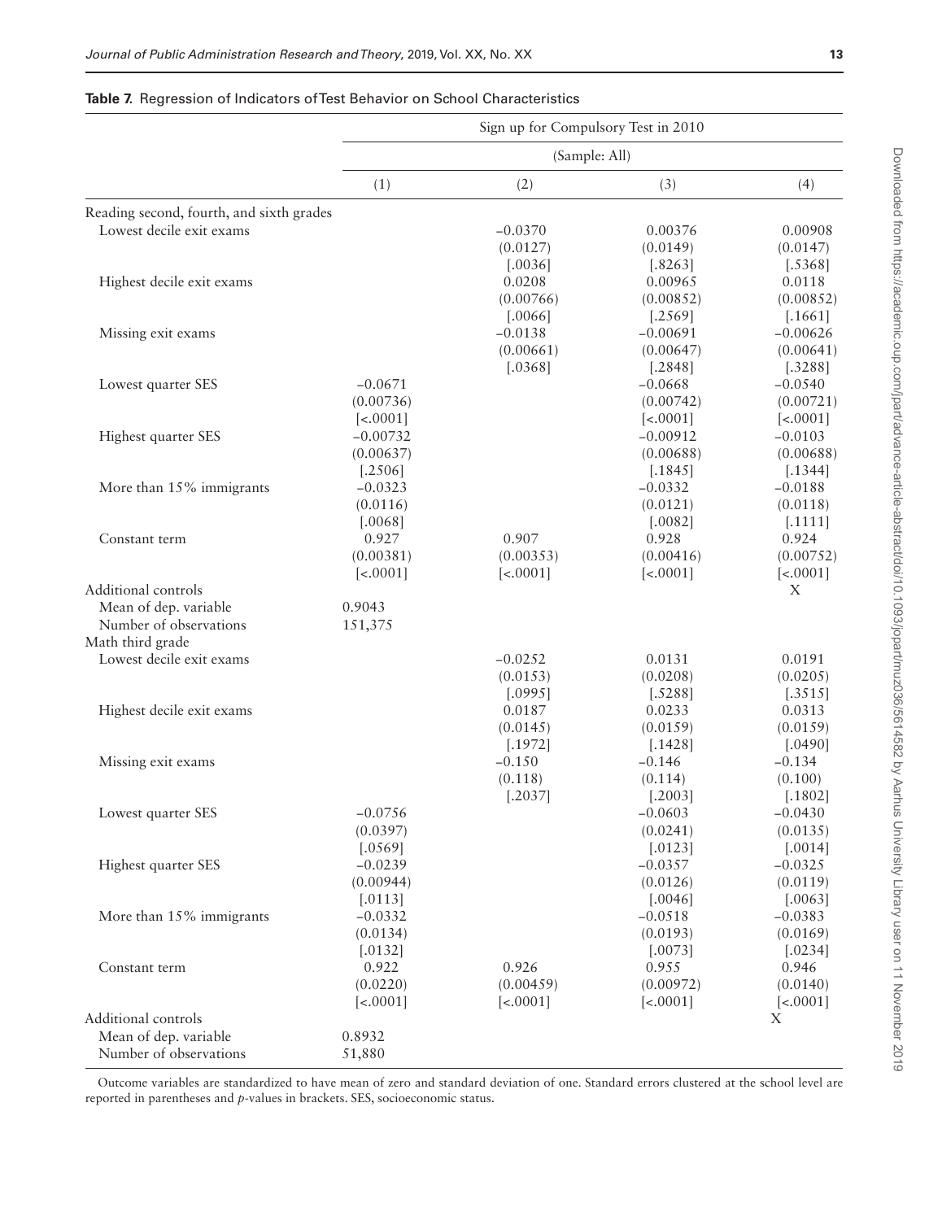**Table 7.** Regression of Indicators of Test Behavior on School Characteristics

| | Sign up for Compulsory Test in 2010 | | | |
|---|---|---|---|---|
| | (Sample: All) | | | |
| | (1) | (2) | (3) | (4) |
| Reading second, fourth, and sixth grades | | | | |
| Lowest decile exit exams | | −0.0370 | 0.00376 | 0.00908 |
| | | (0.0127) | (0.0149) | (0.0147) |
| | | [.0036] | [.8263] | [.5368] |
| Highest decile exit exams | | 0.0208 | 0.00965 | 0.0118 |
| | | (0.00766) | (0.00852) | (0.00852) |
| | | [.0066] | [.2569] | [.1661] |
| Missing exit exams | | −0.0138 | −0.00691 | −0.00626 |
| | | (0.00661) | (0.00647) | (0.00641) |
| | | [.0368] | [.2848] | [.3288] |
| Lowest quarter SES | −0.0671 | | −0.0668 | −0.0540 |
| | (0.00736) | | (0.00742) | (0.00721) |
| | [<.0001] | | [<.0001] | [<.0001] |
| Highest quarter SES | −0.00732 | | −0.00912 | −0.0103 |
| | (0.00637) | | (0.00688) | (0.00688) |
| | [.2506] | | [.1845] | [.1344] |
| More than 15% immigrants | −0.0323 | | −0.0332 | −0.0188 |
| | (0.0116) | | (0.0121) | (0.0118) |
| | [.0068] | | [.0082] | [.1111] |
| Constant term | 0.927 | 0.907 | 0.928 | 0.924 |
| | (0.00381) | (0.00353) | (0.00416) | (0.00752) |
| | [<.0001] | [<.0001] | [<.0001] | [<.0001] |
| Additional controls | | | | X |
| Mean of dep. variable | 0.9043 | | | |
| Number of observations | 151,375 | | | |
| Math third grade | | | | |
| Lowest decile exit exams | | −0.0252 | 0.0131 | 0.0191 |
| | | (0.0153) | (0.0208) | (0.0205) |
| | | [.0995] | [.5288] | [.3515] |
| Highest decile exit exams | | 0.0187 | 0.0233 | 0.0313 |
| | | (0.0145) | (0.0159) | (0.0159) |
| | | [.1972] | [.1428] | [.0490] |
| Missing exit exams | | −0.150 | −0.146 | −0.134 |
| | | (0.118) | (0.114) | (0.100) |
| | | [.2037] | [.2003] | [.1802] |
| Lowest quarter SES | −0.0756 | | −0.0603 | −0.0430 |
| | (0.0397) | | (0.0241) | (0.0135) |
| | [.0569] | | [.0123] | [.0014] |
| Highest quarter SES | −0.0239 | | −0.0357 | −0.0325 |
| | (0.00944) | | (0.0126) | (0.0119) |
| | [.0113] | | [.0046] | [.0063] |
| More than 15% immigrants | −0.0332 | | −0.0518 | −0.0383 |
| | (0.0134) | | (0.0193) | (0.0169) |
| | [.0132] | | [.0073] | [.0234] |
| Constant term | 0.922 | 0.926 | 0.955 | 0.946 |
| | (0.0220) | (0.00459) | (0.00972) | (0.0140) |
| | [<.0001] | [<.0001] | [<.0001] | [<.0001] |
| Additional controls | | | | X |
| Mean of dep. variable | 0.8932 | | | |
| Number of observations | 51,880 | | | |

Outcome variables are standardized to have mean of zero and standard deviation of one. Standard errors clustered at the school level are reported in parentheses and *p*-values in brackets. SES, socioeconomic status.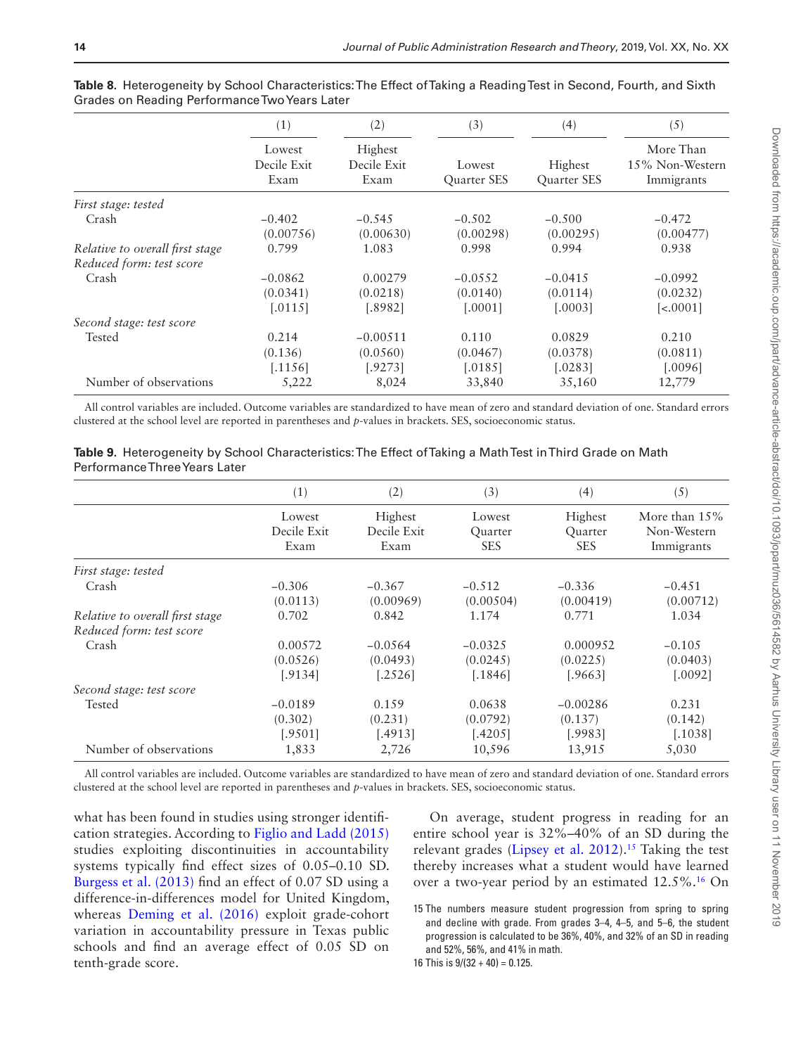**Table 8.** Heterogeneity by School Characteristics: The Effect of Taking a Reading Test in Second, Fourth, and Sixth Grades on Reading Performance Two Years Later

| | (1) | (2) | (3) | (4) | (5) |
|---|---|---|---|---|---|
| | Lowest Decile Exit Exam | Highest Decile Exit Exam | Lowest Quarter SES | Highest Quarter SES | More Than 15% Non-Western Immigrants |
| *First stage: tested* | | | | | |
| Crash | −0.402 | −0.545 | −0.502 | −0.500 | −0.472 |
| | (0.00756) | (0.00630) | (0.00298) | (0.00295) | (0.00477) |
| *Relative to overall first stage* | 0.799 | 1.083 | 0.998 | 0.994 | 0.938 |
| *Reduced form: test score* | | | | | |
| Crash | −0.0862 | 0.00279 | −0.0552 | −0.0415 | −0.0992 |
| | (0.0341) | (0.0218) | (0.0140) | (0.0114) | (0.0232) |
| | [.0115] | [.8982] | [.0001] | [.0003] | [<.0001] |
| *Second stage: test score* | | | | | |
| Tested | 0.214 | −0.00511 | 0.110 | 0.0829 | 0.210 |
| | (0.136) | (0.0560) | (0.0467) | (0.0378) | (0.0811) |
| | [.1156] | [.9273] | [.0185] | [.0283] | [.0096] |
| Number of observations | 5,222 | 8,024 | 33,840 | 35,160 | 12,779 |

All control variables are included. Outcome variables are standardized to have mean of zero and standard deviation of one. Standard errors clustered at the school level are reported in parentheses and *p*-values in brackets. SES, socioeconomic status.

**Table 9.** Heterogeneity by School Characteristics: The Effect of Taking a Math Test in Third Grade on Math Performance Three Years Later

| | (1) | (2) | (3) | (4) | (5) |
|---|---|---|---|---|---|
| | Lowest Decile Exit Exam | Highest Decile Exit Exam | Lowest Quarter SES | Highest Quarter SES | More than 15% Non-Western Immigrants |
| *First stage: tested* | | | | | |
| Crash | −0.306 | −0.367 | −0.512 | −0.336 | −0.451 |
| | (0.0113) | (0.00969) | (0.00504) | (0.00419) | (0.00712) |
| *Relative to overall first stage* | 0.702 | 0.842 | 1.174 | 0.771 | 1.034 |
| *Reduced form: test score* | | | | | |
| Crash | 0.00572 | −0.0564 | −0.0325 | 0.000952 | −0.105 |
| | (0.0526) | (0.0493) | (0.0245) | (0.0225) | (0.0403) |
| | [.9134] | [.2526] | [.1846] | [.9663] | [.0092] |
| *Second stage: test score* | | | | | |
| Tested | −0.0189 | 0.159 | 0.0638 | −0.00286 | 0.231 |
| | (0.302) | (0.231) | (0.0792) | (0.137) | (0.142) |
| | [.9501] | [.4913] | [.4205] | [.9983] | [.1038] |
| Number of observations | 1,833 | 2,726 | 10,596 | 13,915 | 5,030 |

All control variables are included. Outcome variables are standardized to have mean of zero and standard deviation of one. Standard errors clustered at the school level are reported in parentheses and *p*-values in brackets. SES, socioeconomic status.

what has been found in studies using stronger identification strategies. According to Figlio and Ladd (2015) studies exploiting discontinuities in accountability systems typically find effect sizes of 0.05–0.10 SD. Burgess et al. (2013) find an effect of 0.07 SD using a difference-in-differences model for United Kingdom, whereas Deming et al. (2016) exploit grade-cohort variation in accountability pressure in Texas public schools and find an average effect of 0.05 SD on tenth-grade score.

On average, student progress in reading for an entire school year is 32%–40% of an SD during the relevant grades (Lipsey et al. 2012).[15] Taking the test thereby increases what a student would have learned over a two-year period by an estimated 12.5%.[16] On

15 The numbers measure student progression from spring to spring and decline with grade. From grades 3–4, 4–5, and 5–6, the student progression is calculated to be 36%, 40%, and 32% of an SD in reading and 52%, 56%, and 41% in math.

16 This is $9/(32 + 40) = 0.125$.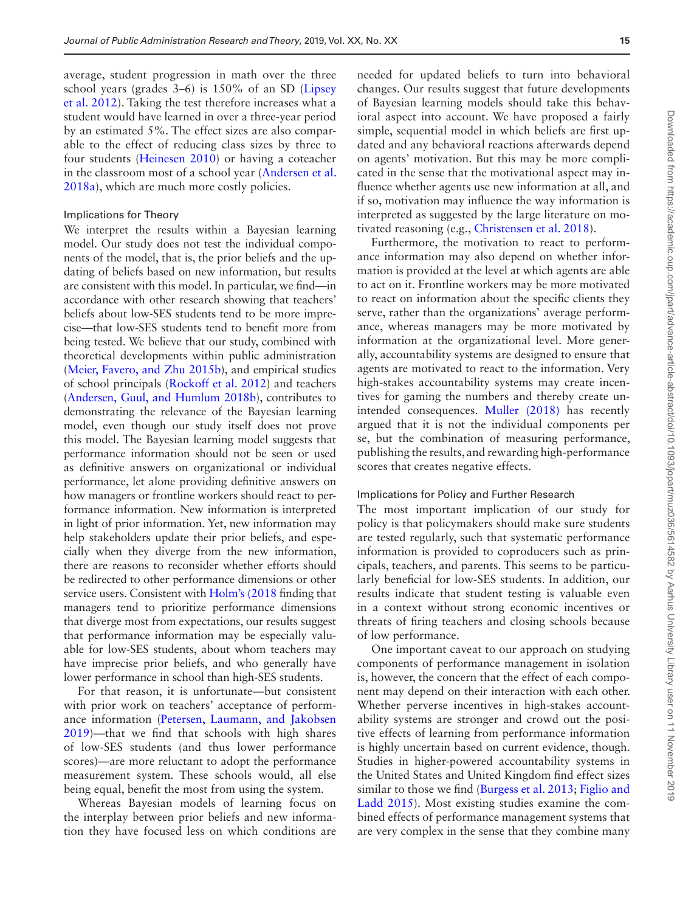average, student progression in math over the three school years (grades 3–6) is 150% of an SD (Lipsey et al. 2012). Taking the test therefore increases what a student would have learned in over a three-year period by an estimated 5%. The effect sizes are also comparable to the effect of reducing class sizes by three to four students (Heinesen 2010) or having a coteacher in the classroom most of a school year (Andersen et al. 2018a), which are much more costly policies.

### Implications for Theory

We interpret the results within a Bayesian learning model. Our study does not test the individual components of the model, that is, the prior beliefs and the updating of beliefs based on new information, but results are consistent with this model. In particular, we find—in accordance with other research showing that teachers' beliefs about low-SES students tend to be more imprecise—that low-SES students tend to benefit more from being tested. We believe that our study, combined with theoretical developments within public administration (Meier, Favero, and Zhu 2015b), and empirical studies of school principals (Rockoff et al. 2012) and teachers (Andersen, Guul, and Humlum 2018b), contributes to demonstrating the relevance of the Bayesian learning model, even though our study itself does not prove this model. The Bayesian learning model suggests that performance information should not be seen or used as definitive answers on organizational or individual performance, let alone providing definitive answers on how managers or frontline workers should react to performance information. New information is interpreted in light of prior information. Yet, new information may help stakeholders update their prior beliefs, and especially when they diverge from the new information, there are reasons to reconsider whether efforts should be redirected to other performance dimensions or other service users. Consistent with Holm's (2018 finding that managers tend to prioritize performance dimensions that diverge most from expectations, our results suggest that performance information may be especially valuable for low-SES students, about whom teachers may have imprecise prior beliefs, and who generally have lower performance in school than high-SES students.

For that reason, it is unfortunate—but consistent with prior work on teachers' acceptance of performance information (Petersen, Laumann, and Jakobsen 2019)—that we find that schools with high shares of low-SES students (and thus lower performance scores)—are more reluctant to adopt the performance measurement system. These schools would, all else being equal, benefit the most from using the system.

Whereas Bayesian models of learning focus on the interplay between prior beliefs and new information they have focused less on which conditions are needed for updated beliefs to turn into behavioral changes. Our results suggest that future developments of Bayesian learning models should take this behavioral aspect into account. We have proposed a fairly simple, sequential model in which beliefs are first updated and any behavioral reactions afterwards depend on agents' motivation. But this may be more complicated in the sense that the motivational aspect may influence whether agents use new information at all, and if so, motivation may influence the way information is interpreted as suggested by the large literature on motivated reasoning (e.g., Christensen et al. 2018).

Furthermore, the motivation to react to performance information may also depend on whether information is provided at the level at which agents are able to act on it. Frontline workers may be more motivated to react on information about the specific clients they serve, rather than the organizations' average performance, whereas managers may be more motivated by information at the organizational level. More generally, accountability systems are designed to ensure that agents are motivated to react to the information. Very high-stakes accountability systems may create incentives for gaming the numbers and thereby create unintended consequences. Muller (2018) has recently argued that it is not the individual components per se, but the combination of measuring performance, publishing the results, and rewarding high-performance scores that creates negative effects.

### Implications for Policy and Further Research

The most important implication of our study for policy is that policymakers should make sure students are tested regularly, such that systematic performance information is provided to coproducers such as principals, teachers, and parents. This seems to be particularly beneficial for low-SES students. In addition, our results indicate that student testing is valuable even in a context without strong economic incentives or threats of firing teachers and closing schools because of low performance.

One important caveat to our approach on studying components of performance management in isolation is, however, the concern that the effect of each component may depend on their interaction with each other. Whether perverse incentives in high-stakes accountability systems are stronger and crowd out the positive effects of learning from performance information is highly uncertain based on current evidence, though. Studies in higher-powered accountability systems in the United States and United Kingdom find effect sizes similar to those we find (Burgess et al. 2013; Figlio and Ladd 2015). Most existing studies examine the combined effects of performance management systems that are very complex in the sense that they combine many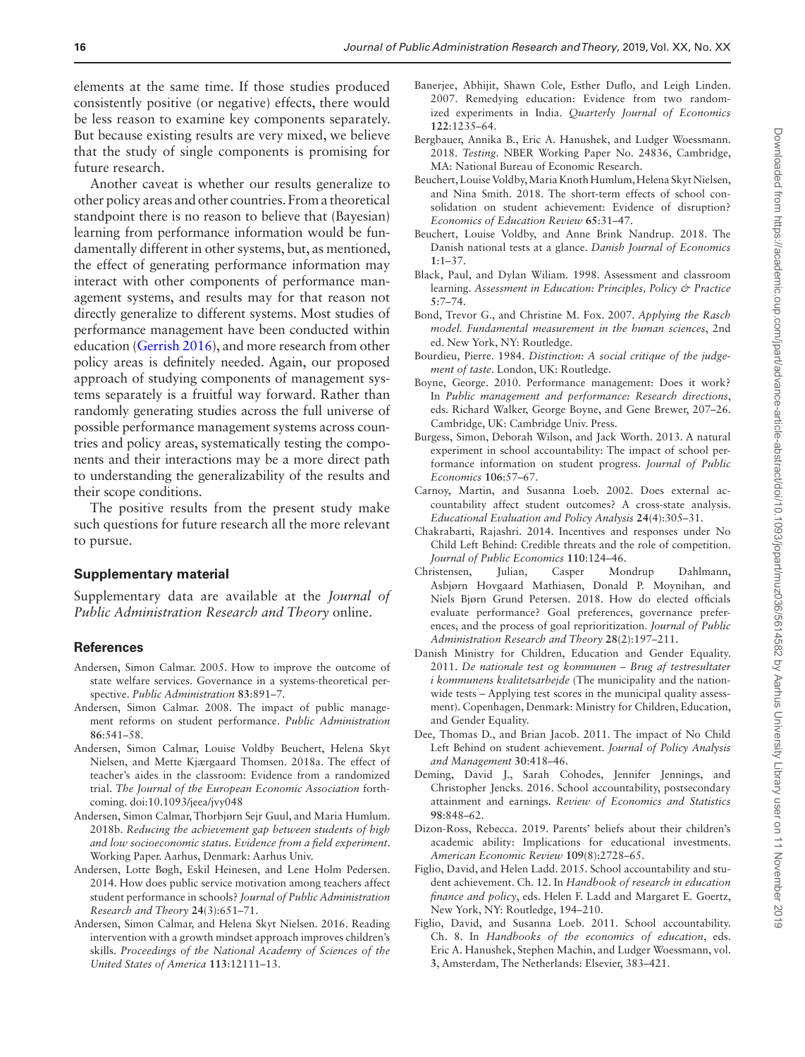elements at the same time. If those studies produced consistently positive (or negative) effects, there would be less reason to examine key components separately. But because existing results are very mixed, we believe that the study of single components is promising for future research.

Another caveat is whether our results generalize to other policy areas and other countries. From a theoretical standpoint there is no reason to believe that (Bayesian) learning from performance information would be fundamentally different in other systems, but, as mentioned, the effect of generating performance information may interact with other components of performance management systems, and results may for that reason not directly generalize to different systems. Most studies of performance management have been conducted within education (Gerrish 2016), and more research from other policy areas is definitely needed. Again, our proposed approach of studying components of management systems separately is a fruitful way forward. Rather than randomly generating studies across the full universe of possible performance management systems across countries and policy areas, systematically testing the components and their interactions may be a more direct path to understanding the generalizability of the results and their scope conditions.

The positive results from the present study make such questions for future research all the more relevant to pursue.

## Supplementary material

Supplementary data are available at the *Journal of Public Administration Research and Theory* online.

## References

Andersen, Simon Calmar. 2005. How to improve the outcome of state welfare services. Governance in a systems-theoretical perspective. *Public Administration* **83**:891–7.

Andersen, Simon Calmar. 2008. The impact of public management reforms on student performance. *Public Administration* **86**:541–58.

Andersen, Simon Calmar, Louise Voldby Beuchert, Helena Skyt Nielsen, and Mette Kjærgaard Thomsen. 2018a. The effect of teacher's aides in the classroom: Evidence from a randomized trial. *The Journal of the European Economic Association* forthcoming. doi:10.1093/jeea/jvy048

Andersen, Simon Calmar, Thorbjørn Sejr Guul, and Maria Humlum. 2018b. *Reducing the achievement gap between students of high and low socioeconomic status. Evidence from a field experiment*. Working Paper. Aarhus, Denmark: Aarhus Univ.

Andersen, Lotte Bøgh, Eskil Heinesen, and Lene Holm Pedersen. 2014. How does public service motivation among teachers affect student performance in schools? *Journal of Public Administration Research and Theory* **24**(3):651–71.

Andersen, Simon Calmar, and Helena Skyt Nielsen. 2016. Reading intervention with a growth mindset approach improves children's skills. *Proceedings of the National Academy of Sciences of the United States of America* **113**:12111–13.

Banerjee, Abhijit, Shawn Cole, Esther Duflo, and Leigh Linden. 2007. Remedying education: Evidence from two randomized experiments in India. *Quarterly Journal of Economics* **122**:1235–64.

Bergbauer, Annika B., Eric A. Hanushek, and Ludger Woessmann. 2018. *Testing*. NBER Working Paper No. 24836, Cambridge, MA: National Bureau of Economic Research.

Beuchert, Louise Voldby, Maria Knoth Humlum, Helena Skyt Nielsen, and Nina Smith. 2018. The short-term effects of school consolidation on student achievement: Evidence of disruption? *Economics of Education Review* **65**:31–47.

Beuchert, Louise Voldby, and Anne Brink Nandrup. 2018. The Danish national tests at a glance. *Danish Journal of Economics* **1**:1–37.

Black, Paul, and Dylan Wiliam. 1998. Assessment and classroom learning. *Assessment in Education: Principles, Policy & Practice* **5**:7–74.

Bond, Trevor G., and Christine M. Fox. 2007. *Applying the Rasch model. Fundamental measurement in the human sciences*, 2nd ed. New York, NY: Routledge.

Bourdieu, Pierre. 1984. *Distinction: A social critique of the judgement of taste*. London, UK: Routledge.

Boyne, George. 2010. Performance management: Does it work? In *Public management and performance: Research directions*, eds. Richard Walker, George Boyne, and Gene Brewer, 207–26. Cambridge, UK: Cambridge Univ. Press.

Burgess, Simon, Deborah Wilson, and Jack Worth. 2013. A natural experiment in school accountability: The impact of school performance information on student progress. *Journal of Public Economics* **106**:57–67.

Carnoy, Martin, and Susanna Loeb. 2002. Does external accountability affect student outcomes? A cross-state analysis. *Educational Evaluation and Policy Analysis* **24**(4):305–31.

Chakrabarti, Rajashri. 2014. Incentives and responses under No Child Left Behind: Credible threats and the role of competition. *Journal of Public Economics* **110**:124–46.

Christensen, Julian, Casper Mondrup Dahlmann, Asbjørn Hovgaard Mathiasen, Donald P. Moynihan, and Niels Bjørn Grund Petersen. 2018. How do elected officials evaluate performance? Goal preferences, governance preferences, and the process of goal reprioritization. *Journal of Public Administration Research and Theory* **28**(2):197–211.

Danish Ministry for Children, Education and Gender Equality. 2011. *De nationale test og kommunen – Brug af testresultater i kommunens kvalitetsarbejde* (The municipality and the nationwide tests – Applying test scores in the municipal quality assessment). Copenhagen, Denmark: Ministry for Children, Education, and Gender Equality.

Dee, Thomas D., and Brian Jacob. 2011. The impact of No Child Left Behind on student achievement. *Journal of Policy Analysis and Management* **30**:418–46.

Deming, David J., Sarah Cohodes, Jennifer Jennings, and Christopher Jencks. 2016. School accountability, postsecondary attainment and earnings. *Review of Economics and Statistics* **98**:848–62.

Dizon-Ross, Rebecca. 2019. Parents' beliefs about their children's academic ability: Implications for educational investments. *American Economic Review* **109**(8):2728–65.

Figlio, David, and Helen Ladd. 2015. School accountability and student achievement. Ch. 12. In *Handbook of research in education finance and policy*, eds. Helen F. Ladd and Margaret E. Goertz, New York, NY: Routledge, 194–210.

Figlio, David, and Susanna Loeb. 2011. School accountability. Ch. 8. In *Handbooks of the economics of education*, eds. Eric A. Hanushek, Stephen Machin, and Ludger Woessmann, vol. **3**, Amsterdam, The Netherlands: Elsevier, 383–421.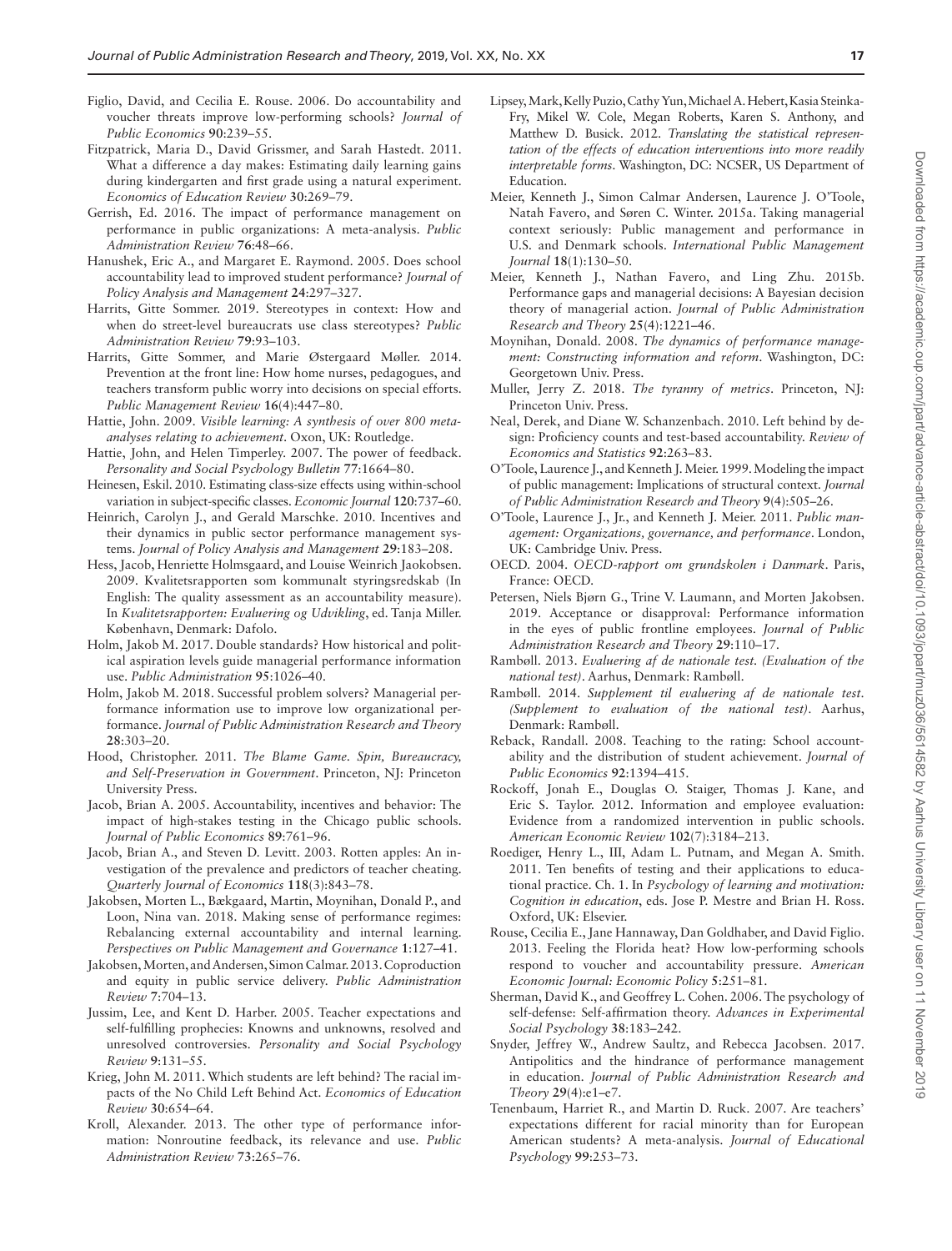Figlio, David, and Cecilia E. Rouse. 2006. Do accountability and voucher threats improve low-performing schools? *Journal of Public Economics* **90**:239–55.

Fitzpatrick, Maria D., David Grissmer, and Sarah Hastedt. 2011. What a difference a day makes: Estimating daily learning gains during kindergarten and first grade using a natural experiment. *Economics of Education Review* **30**:269–79.

Gerrish, Ed. 2016. The impact of performance management on performance in public organizations: A meta-analysis. *Public Administration Review* **76**:48–66.

Hanushek, Eric A., and Margaret E. Raymond. 2005. Does school accountability lead to improved student performance? *Journal of Policy Analysis and Management* **24**:297–327.

Harrits, Gitte Sommer. 2019. Stereotypes in context: How and when do street-level bureaucrats use class stereotypes? *Public Administration Review* **79**:93–103.

Harrits, Gitte Sommer, and Marie Østergaard Møller. 2014. Prevention at the front line: How home nurses, pedagogues, and teachers transform public worry into decisions on special efforts. *Public Management Review* **16**(4):447–80.

Hattie, John. 2009. *Visible learning: A synthesis of over 800 meta-analyses relating to achievement*. Oxon, UK: Routledge.

Hattie, John, and Helen Timperley. 2007. The power of feedback. *Personality and Social Psychology Bulletin* **77**:1664–80.

Heinesen, Eskil. 2010. Estimating class-size effects using within-school variation in subject-specific classes. *Economic Journal* **120**:737–60.

Heinrich, Carolyn J., and Gerald Marschke. 2010. Incentives and their dynamics in public sector performance management systems. *Journal of Policy Analysis and Management* **29**:183–208.

Hess, Jacob, Henriette Holmsgaard, and Louise Weinrich Jaokobsen. 2009. Kvalitetsrapporten som kommunalt styringsredskab (In English: The quality assessment as an accountability measure). In *Kvalitetsrapporten: Evaluering og Udvikling*, ed. Tanja Miller. København, Denmark: Dafolo.

Holm, Jakob M. 2017. Double standards? How historical and political aspiration levels guide managerial performance information use. *Public Administration* **95**:1026–40.

Holm, Jakob M. 2018. Successful problem solvers? Managerial performance information use to improve low organizational performance. *Journal of Public Administration Research and Theory* **28**:303–20.

Hood, Christopher. 2011. *The Blame Game. Spin, Bureaucracy, and Self-Preservation in Government*. Princeton, NJ: Princeton University Press.

Jacob, Brian A. 2005. Accountability, incentives and behavior: The impact of high-stakes testing in the Chicago public schools. *Journal of Public Economics* **89**:761–96.

Jacob, Brian A., and Steven D. Levitt. 2003. Rotten apples: An investigation of the prevalence and predictors of teacher cheating. *Quarterly Journal of Economics* **118**(3):843–78.

Jakobsen, Morten L., Bækgaard, Martin, Moynihan, Donald P., and Loon, Nina van. 2018. Making sense of performance regimes: Rebalancing external accountability and internal learning. *Perspectives on Public Management and Governance* **1**:127–41.

Jakobsen, Morten, and Andersen, Simon Calmar. 2013. Coproduction and equity in public service delivery. *Public Administration Review* **7**:704–13.

Jussim, Lee, and Kent D. Harber. 2005. Teacher expectations and self-fulfilling prophecies: Knowns and unknowns, resolved and unresolved controversies. *Personality and Social Psychology Review* **9**:131–55.

Krieg, John M. 2011. Which students are left behind? The racial impacts of the No Child Left Behind Act. *Economics of Education Review* **30**:654–64.

Kroll, Alexander. 2013. The other type of performance information: Nonroutine feedback, its relevance and use. *Public Administration Review* **73**:265–76.

Lipsey, Mark, Kelly Puzio, Cathy Yun, Michael A. Hebert, Kasia Steinka-Fry, Mikel W. Cole, Megan Roberts, Karen S. Anthony, and Matthew D. Busick. 2012. *Translating the statistical representation of the effects of education interventions into more readily interpretable forms*. Washington, DC: NCSER, US Department of Education.

Meier, Kenneth J., Simon Calmar Andersen, Laurence J. O'Toole, Natah Favero, and Søren C. Winter. 2015a. Taking managerial context seriously: Public management and performance in U.S. and Denmark schools. *International Public Management Journal* **18**(1):130–50.

Meier, Kenneth J., Nathan Favero, and Ling Zhu. 2015b. Performance gaps and managerial decisions: A Bayesian decision theory of managerial action. *Journal of Public Administration Research and Theory* **25**(4):1221–46.

Moynihan, Donald. 2008. *The dynamics of performance management: Constructing information and reform*. Washington, DC: Georgetown Univ. Press.

Muller, Jerry Z. 2018. *The tyranny of metrics*. Princeton, NJ: Princeton Univ. Press.

Neal, Derek, and Diane W. Schanzenbach. 2010. Left behind by design: Proficiency counts and test-based accountability. *Review of Economics and Statistics* **92**:263–83.

O'Toole, Laurence J., and Kenneth J. Meier. 1999. Modeling the impact of public management: Implications of structural context. *Journal of Public Administration Research and Theory* **9**(4):505–26.

O'Toole, Laurence J., Jr., and Kenneth J. Meier. 2011. *Public management: Organizations, governance, and performance*. London, UK: Cambridge Univ. Press.

OECD. 2004. *OECD-rapport om grundskolen i Danmark*. Paris, France: OECD.

Petersen, Niels Bjørn G., Trine V. Laumann, and Morten Jakobsen. 2019. Acceptance or disapproval: Performance information in the eyes of public frontline employees. *Journal of Public Administration Research and Theory* **29**:110–17.

Rambøll. 2013. *Evaluering af de nationale test. (Evaluation of the national test)*. Aarhus, Denmark: Rambøll.

Rambøll. 2014. *Supplement til evaluering af de nationale test. (Supplement to evaluation of the national test)*. Aarhus, Denmark: Rambøll.

Reback, Randall. 2008. Teaching to the rating: School accountability and the distribution of student achievement. *Journal of Public Economics* **92**:1394–415.

Rockoff, Jonah E., Douglas O. Staiger, Thomas J. Kane, and Eric S. Taylor. 2012. Information and employee evaluation: Evidence from a randomized intervention in public schools. *American Economic Review* **102**(7):3184–213.

Roediger, Henry L., III, Adam L. Putnam, and Megan A. Smith. 2011. Ten benefits of testing and their applications to educational practice. Ch. 1. In *Psychology of learning and motivation: Cognition in education*, eds. Jose P. Mestre and Brian H. Ross. Oxford, UK: Elsevier.

Rouse, Cecilia E., Jane Hannaway, Dan Goldhaber, and David Figlio. 2013. Feeling the Florida heat? How low-performing schools respond to voucher and accountability pressure. *American Economic Journal: Economic Policy* **5**:251–81.

Sherman, David K., and Geoffrey L. Cohen. 2006. The psychology of self-defense: Self-affirmation theory. *Advances in Experimental Social Psychology* **38**:183–242.

Snyder, Jeffrey W., Andrew Saultz, and Rebecca Jacobsen. 2017. Antipolitics and the hindrance of performance management in education. *Journal of Public Administration Research and Theory* **29**(4):e1–e7.

Tenenbaum, Harriet R., and Martin D. Ruck. 2007. Are teachers' expectations different for racial minority than for European American students? A meta-analysis. *Journal of Educational Psychology* **99**:253–73.